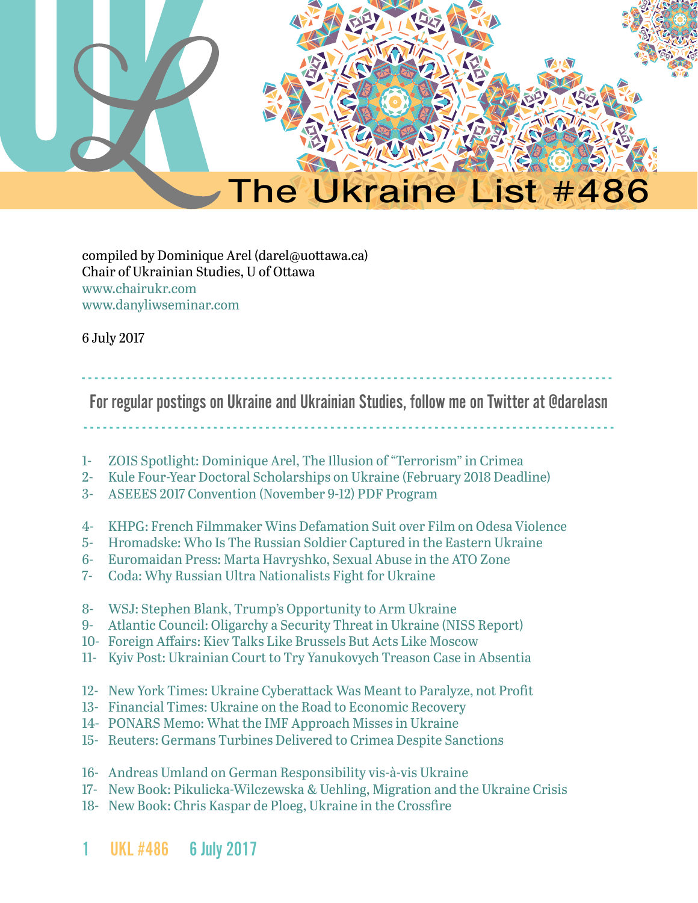# The Ukraine List #486

compiled by Dominique Arel (darel@uottawa.ca)
Chair of Ukrainian Studies, U of Ottawa
www.chairukr.com
www.danyliwseminar.com

6 July 2017

For regular postings on Ukraine and Ukrainian Studies, follow me on Twitter at @darelasn

1- ZOIS Spotlight: Dominique Arel, The Illusion of "Terrorism" in Crimea
2- Kule Four-Year Doctoral Scholarships on Ukraine (February 2018 Deadline)
3- ASEEES 2017 Convention (November 9-12) PDF Program

4- KHPG: French Filmmaker Wins Defamation Suit over Film on Odesa Violence
5- Hromadske: Who Is The Russian Soldier Captured in the Eastern Ukraine
6- Euromaidan Press: Marta Havryshko, Sexual Abuse in the ATO Zone
7- Coda: Why Russian Ultra Nationalists Fight for Ukraine

8- WSJ: Stephen Blank, Trump's Opportunity to Arm Ukraine
9- Atlantic Council: Oligarchy a Security Threat in Ukraine (NISS Report)
10- Foreign Affairs: Kiev Talks Like Brussels But Acts Like Moscow
11- Kyiv Post: Ukrainian Court to Try Yanukovych Treason Case in Absentia

12- New York Times: Ukraine Cyberattack Was Meant to Paralyze, not Profit
13- Financial Times: Ukraine on the Road to Economic Recovery
14- PONARS Memo: What the IMF Approach Misses in Ukraine
15- Reuters: Germans Turbines Delivered to Crimea Despite Sanctions

16- Andreas Umland on German Responsibility vis-à-vis Ukraine
17- New Book: Pikulicka-Wilczewska & Uehling, Migration and the Ukraine Crisis
18- New Book: Chris Kaspar de Ploeg, Ukraine in the Crossfire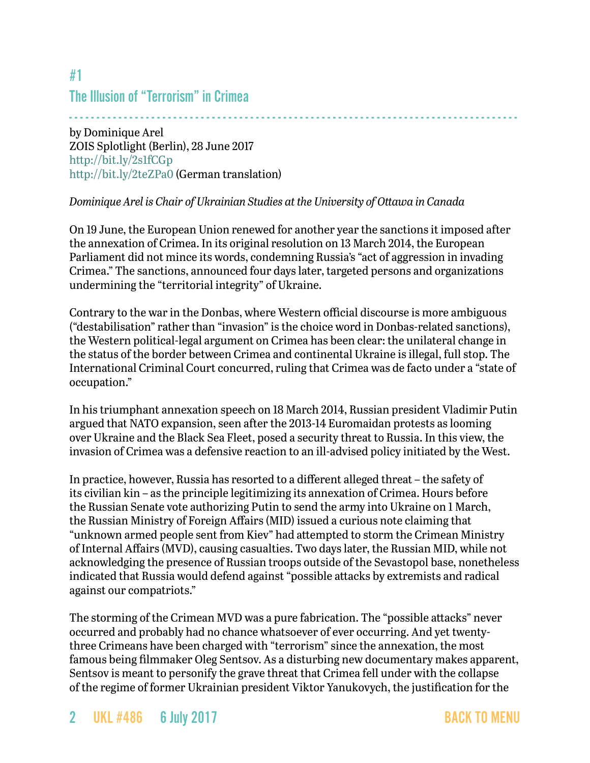## #1

## The Illusion of "Terrorism" in Crimea

by Dominique Arel
ZOIS Splotlight (Berlin), 28 June 2017
http://bit.ly/2s1fCGp
http://bit.ly/2teZPa0 (German translation)

*Dominique Arel is Chair of Ukrainian Studies at the University of Ottawa in Canada*

On 19 June, the European Union renewed for another year the sanctions it imposed after the annexation of Crimea. In its original resolution on 13 March 2014, the European Parliament did not mince its words, condemning Russia's "act of aggression in invading Crimea." The sanctions, announced four days later, targeted persons and organizations undermining the "territorial integrity" of Ukraine.

Contrary to the war in the Donbas, where Western official discourse is more ambiguous ("destabilisation" rather than "invasion" is the choice word in Donbas-related sanctions), the Western political-legal argument on Crimea has been clear: the unilateral change in the status of the border between Crimea and continental Ukraine is illegal, full stop. The International Criminal Court concurred, ruling that Crimea was de facto under a "state of occupation."

In his triumphant annexation speech on 18 March 2014, Russian president Vladimir Putin argued that NATO expansion, seen after the 2013-14 Euromaidan protests as looming over Ukraine and the Black Sea Fleet, posed a security threat to Russia. In this view, the invasion of Crimea was a defensive reaction to an ill-advised policy initiated by the West.

In practice, however, Russia has resorted to a different alleged threat – the safety of its civilian kin – as the principle legitimizing its annexation of Crimea. Hours before the Russian Senate vote authorizing Putin to send the army into Ukraine on 1 March, the Russian Ministry of Foreign Affairs (MID) issued a curious note claiming that "unknown armed people sent from Kiev" had attempted to storm the Crimean Ministry of Internal Affairs (MVD), causing casualties. Two days later, the Russian MID, while not acknowledging the presence of Russian troops outside of the Sevastopol base, nonetheless indicated that Russia would defend against "possible attacks by extremists and radical against our compatriots."

The storming of the Crimean MVD was a pure fabrication. The "possible attacks" never occurred and probably had no chance whatsoever of ever occurring. And yet twenty-three Crimeans have been charged with "terrorism" since the annexation, the most famous being filmmaker Oleg Sentsov. As a disturbing new documentary makes apparent, Sentsov is meant to personify the grave threat that Crimea fell under with the collapse of the regime of former Ukrainian president Viktor Yanukovych, the justification for the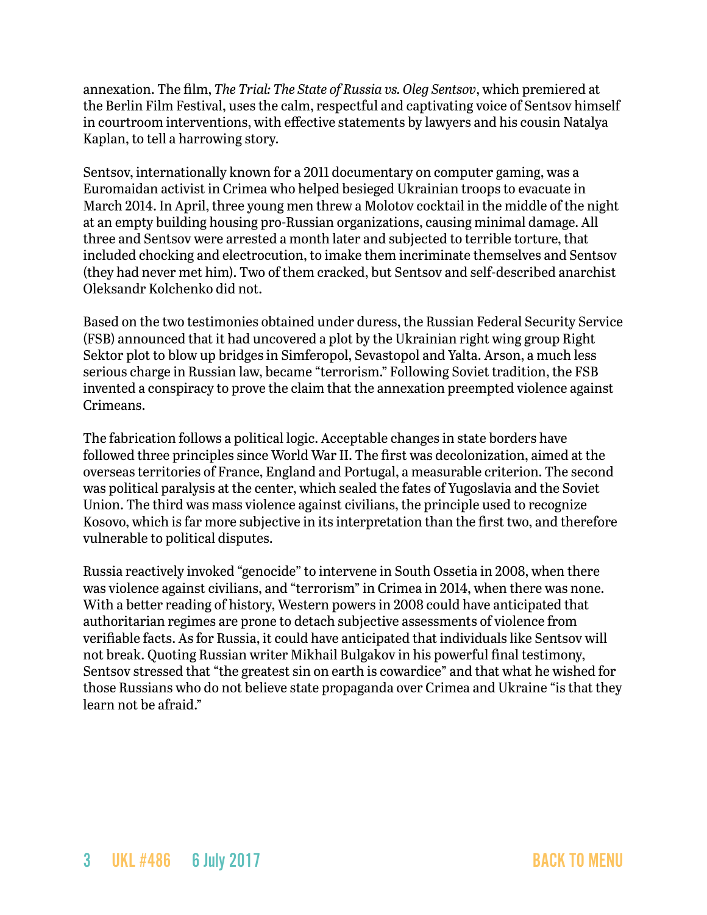annexation. The film, *The Trial: The State of Russia vs. Oleg Sentsov*, which premiered at the Berlin Film Festival, uses the calm, respectful and captivating voice of Sentsov himself in courtroom interventions, with effective statements by lawyers and his cousin Natalya Kaplan, to tell a harrowing story.

Sentsov, internationally known for a 2011 documentary on computer gaming, was a Euromaidan activist in Crimea who helped besieged Ukrainian troops to evacuate in March 2014. In April, three young men threw a Molotov cocktail in the middle of the night at an empty building housing pro-Russian organizations, causing minimal damage. All three and Sentsov were arrested a month later and subjected to terrible torture, that included chocking and electrocution, to imake them incriminate themselves and Sentsov (they had never met him). Two of them cracked, but Sentsov and self-described anarchist Oleksandr Kolchenko did not.

Based on the two testimonies obtained under duress, the Russian Federal Security Service (FSB) announced that it had uncovered a plot by the Ukrainian right wing group Right Sektor plot to blow up bridges in Simferopol, Sevastopol and Yalta. Arson, a much less serious charge in Russian law, became "terrorism." Following Soviet tradition, the FSB invented a conspiracy to prove the claim that the annexation preempted violence against Crimeans.

The fabrication follows a political logic. Acceptable changes in state borders have followed three principles since World War II. The first was decolonization, aimed at the overseas territories of France, England and Portugal, a measurable criterion. The second was political paralysis at the center, which sealed the fates of Yugoslavia and the Soviet Union. The third was mass violence against civilians, the principle used to recognize Kosovo, which is far more subjective in its interpretation than the first two, and therefore vulnerable to political disputes.

Russia reactively invoked "genocide" to intervene in South Ossetia in 2008, when there was violence against civilians, and "terrorism" in Crimea in 2014, when there was none. With a better reading of history, Western powers in 2008 could have anticipated that authoritarian regimes are prone to detach subjective assessments of violence from verifiable facts. As for Russia, it could have anticipated that individuals like Sentsov will not break. Quoting Russian writer Mikhail Bulgakov in his powerful final testimony, Sentsov stressed that "the greatest sin on earth is cowardice" and that what he wished for those Russians who do not believe state propaganda over Crimea and Ukraine "is that they learn not be afraid."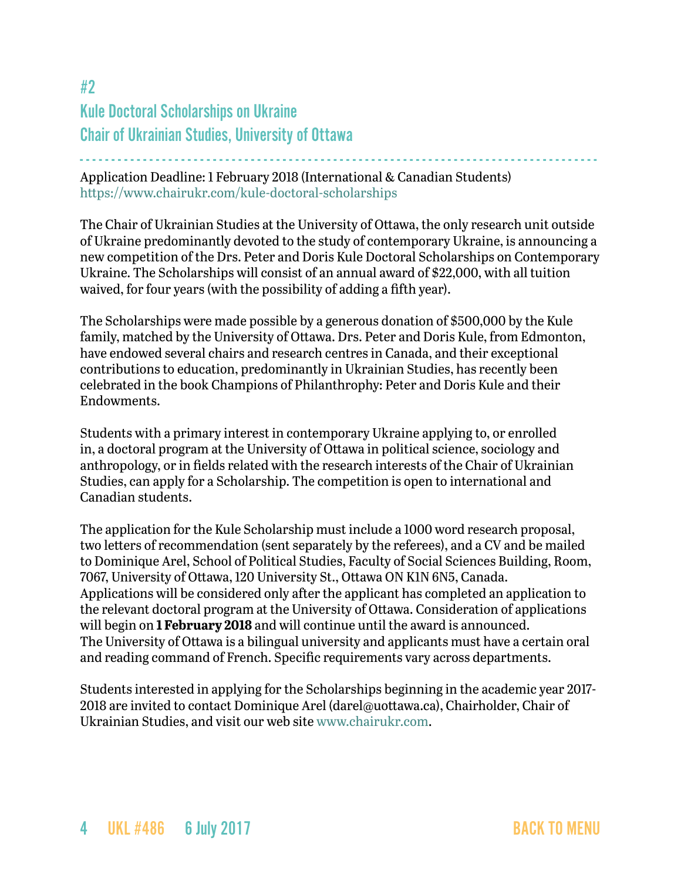## #2

## Kule Doctoral Scholarships on Ukraine

## Chair of Ukrainian Studies, University of Ottawa

Application Deadline: 1 February 2018 (International & Canadian Students)
https://www.chairukr.com/kule-doctoral-scholarships

The Chair of Ukrainian Studies at the University of Ottawa, the only research unit outside of Ukraine predominantly devoted to the study of contemporary Ukraine, is announcing a new competition of the Drs. Peter and Doris Kule Doctoral Scholarships on Contemporary Ukraine. The Scholarships will consist of an annual award of $22,000, with all tuition waived, for four years (with the possibility of adding a fifth year).

The Scholarships were made possible by a generous donation of $500,000 by the Kule family, matched by the University of Ottawa. Drs. Peter and Doris Kule, from Edmonton, have endowed several chairs and research centres in Canada, and their exceptional contributions to education, predominantly in Ukrainian Studies, has recently been celebrated in the book Champions of Philanthropy: Peter and Doris Kule and their Endowments.

Students with a primary interest in contemporary Ukraine applying to, or enrolled in, a doctoral program at the University of Ottawa in political science, sociology and anthropology, or in fields related with the research interests of the Chair of Ukrainian Studies, can apply for a Scholarship. The competition is open to international and Canadian students.

The application for the Kule Scholarship must include a 1000 word research proposal, two letters of recommendation (sent separately by the referees), and a CV and be mailed to Dominique Arel, School of Political Studies, Faculty of Social Sciences Building, Room, 7067, University of Ottawa, 120 University St., Ottawa ON K1N 6N5, Canada. Applications will be considered only after the applicant has completed an application to the relevant doctoral program at the University of Ottawa. Consideration of applications will begin on **1 February 2018** and will continue until the award is announced. The University of Ottawa is a bilingual university and applicants must have a certain oral and reading command of French. Specific requirements vary across departments.

Students interested in applying for the Scholarships beginning in the academic year 2017-2018 are invited to contact Dominique Arel (darel@uottawa.ca), Chairholder, Chair of Ukrainian Studies, and visit our web site www.chairukr.com.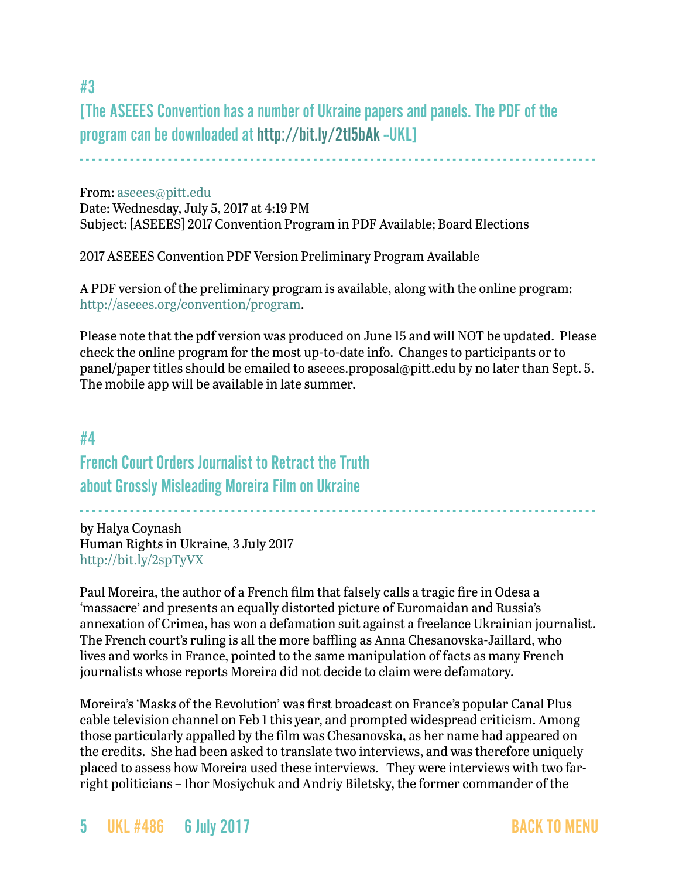## #3

## [The ASEEES Convention has a number of Ukraine papers and panels. The PDF of the program can be downloaded at http://bit.ly/2tl5bAk –UKL]

From: aseees@pitt.edu
Date: Wednesday, July 5, 2017 at 4:19 PM
Subject: [ASEEES] 2017 Convention Program in PDF Available; Board Elections

2017 ASEEES Convention PDF Version Preliminary Program Available

A PDF version of the preliminary program is available, along with the online program: http://aseees.org/convention/program.

Please note that the pdf version was produced on June 15 and will NOT be updated. Please check the online program for the most up-to-date info. Changes to participants or to panel/paper titles should be emailed to aseees.proposal@pitt.edu by no later than Sept. 5. The mobile app will be available in late summer.

## #4

## French Court Orders Journalist to Retract the Truth about Grossly Misleading Moreira Film on Ukraine

by Halya Coynash
Human Rights in Ukraine, 3 July 2017
http://bit.ly/2spTyVX

Paul Moreira, the author of a French film that falsely calls a tragic fire in Odesa a 'massacre' and presents an equally distorted picture of Euromaidan and Russia's annexation of Crimea, has won a defamation suit against a freelance Ukrainian journalist. The French court's ruling is all the more baffling as Anna Chesanovska-Jaillard, who lives and works in France, pointed to the same manipulation of facts as many French journalists whose reports Moreira did not decide to claim were defamatory.

Moreira's 'Masks of the Revolution' was first broadcast on France's popular Canal Plus cable television channel on Feb 1 this year, and prompted widespread criticism. Among those particularly appalled by the film was Chesanovska, as her name had appeared on the credits. She had been asked to translate two interviews, and was therefore uniquely placed to assess how Moreira used these interviews. They were interviews with two far-right politicians – Ihor Mosiychuk and Andriy Biletsky, the former commander of the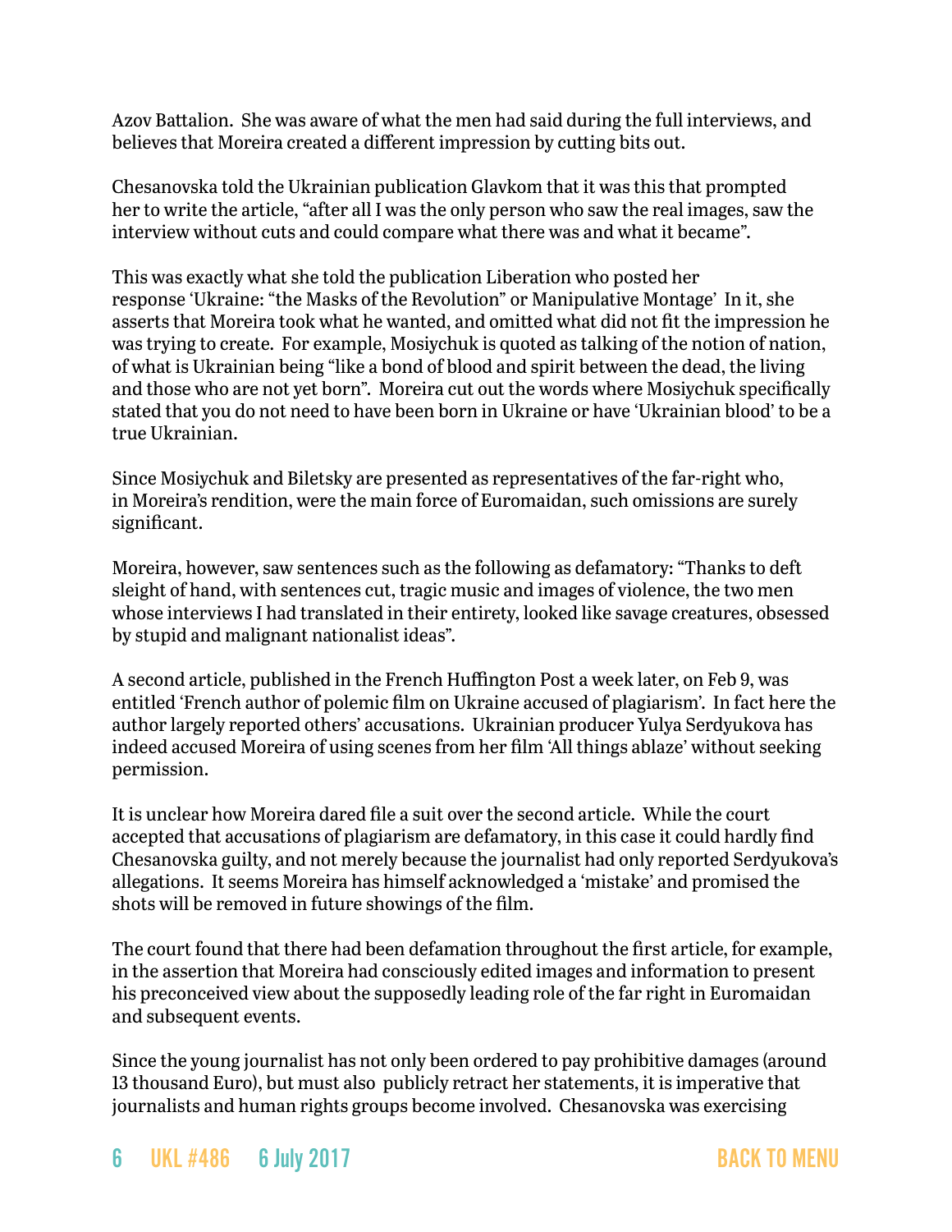Azov Battalion. She was aware of what the men had said during the full interviews, and believes that Moreira created a different impression by cutting bits out.

Chesanovska told the Ukrainian publication Glavkom that it was this that prompted her to write the article, "after all I was the only person who saw the real images, saw the interview without cuts and could compare what there was and what it became".

This was exactly what she told the publication Liberation who posted her response 'Ukraine: "the Masks of the Revolution" or Manipulative Montage' In it, she asserts that Moreira took what he wanted, and omitted what did not fit the impression he was trying to create. For example, Mosiychuk is quoted as talking of the notion of nation, of what is Ukrainian being "like a bond of blood and spirit between the dead, the living and those who are not yet born". Moreira cut out the words where Mosiychuk specifically stated that you do not need to have been born in Ukraine or have 'Ukrainian blood' to be a true Ukrainian.

Since Mosiychuk and Biletsky are presented as representatives of the far-right who, in Moreira's rendition, were the main force of Euromaidan, such omissions are surely significant.

Moreira, however, saw sentences such as the following as defamatory: "Thanks to deft sleight of hand, with sentences cut, tragic music and images of violence, the two men whose interviews I had translated in their entirety, looked like savage creatures, obsessed by stupid and malignant nationalist ideas".

A second article, published in the French Huffington Post a week later, on Feb 9, was entitled 'French author of polemic film on Ukraine accused of plagiarism'. In fact here the author largely reported others' accusations. Ukrainian producer Yulya Serdyukova has indeed accused Moreira of using scenes from her film 'All things ablaze' without seeking permission.

It is unclear how Moreira dared file a suit over the second article. While the court accepted that accusations of plagiarism are defamatory, in this case it could hardly find Chesanovska guilty, and not merely because the journalist had only reported Serdyukova's allegations. It seems Moreira has himself acknowledged a 'mistake' and promised the shots will be removed in future showings of the film.

The court found that there had been defamation throughout the first article, for example, in the assertion that Moreira had consciously edited images and information to present his preconceived view about the supposedly leading role of the far right in Euromaidan and subsequent events.

Since the young journalist has not only been ordered to pay prohibitive damages (around 13 thousand Euro), but must also publicly retract her statements, it is imperative that journalists and human rights groups become involved. Chesanovska was exercising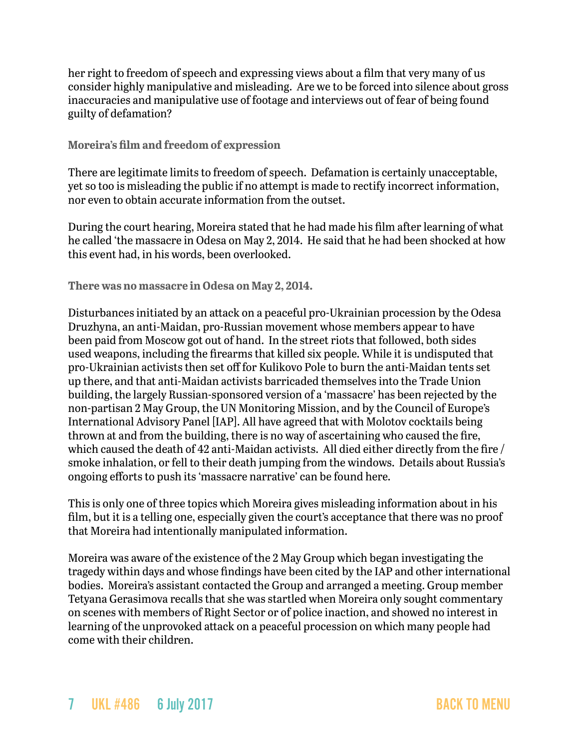her right to freedom of speech and expressing views about a film that very many of us consider highly manipulative and misleading. Are we to be forced into silence about gross inaccuracies and manipulative use of footage and interviews out of fear of being found guilty of defamation?

**Moreira's film and freedom of expression**

There are legitimate limits to freedom of speech. Defamation is certainly unacceptable, yet so too is misleading the public if no attempt is made to rectify incorrect information, nor even to obtain accurate information from the outset.

During the court hearing, Moreira stated that he had made his film after learning of what he called 'the massacre in Odesa on May 2, 2014. He said that he had been shocked at how this event had, in his words, been overlooked.

**There was no massacre in Odesa on May 2, 2014.**

Disturbances initiated by an attack on a peaceful pro-Ukrainian procession by the Odesa Druzhyna, an anti-Maidan, pro-Russian movement whose members appear to have been paid from Moscow got out of hand. In the street riots that followed, both sides used weapons, including the firearms that killed six people. While it is undisputed that pro-Ukrainian activists then set off for Kulikovo Pole to burn the anti-Maidan tents set up there, and that anti-Maidan activists barricaded themselves into the Trade Union building, the largely Russian-sponsored version of a 'massacre' has been rejected by the non-partisan 2 May Group, the UN Monitoring Mission, and by the Council of Europe's International Advisory Panel [IAP]. All have agreed that with Molotov cocktails being thrown at and from the building, there is no way of ascertaining who caused the fire, which caused the death of 42 anti-Maidan activists. All died either directly from the fire / smoke inhalation, or fell to their death jumping from the windows. Details about Russia's ongoing efforts to push its 'massacre narrative' can be found here.

This is only one of three topics which Moreira gives misleading information about in his film, but it is a telling one, especially given the court's acceptance that there was no proof that Moreira had intentionally manipulated information.

Moreira was aware of the existence of the 2 May Group which began investigating the tragedy within days and whose findings have been cited by the IAP and other international bodies. Moreira's assistant contacted the Group and arranged a meeting. Group member Tetyana Gerasimova recalls that she was startled when Moreira only sought commentary on scenes with members of Right Sector or of police inaction, and showed no interest in learning of the unprovoked attack on a peaceful procession on which many people had come with their children.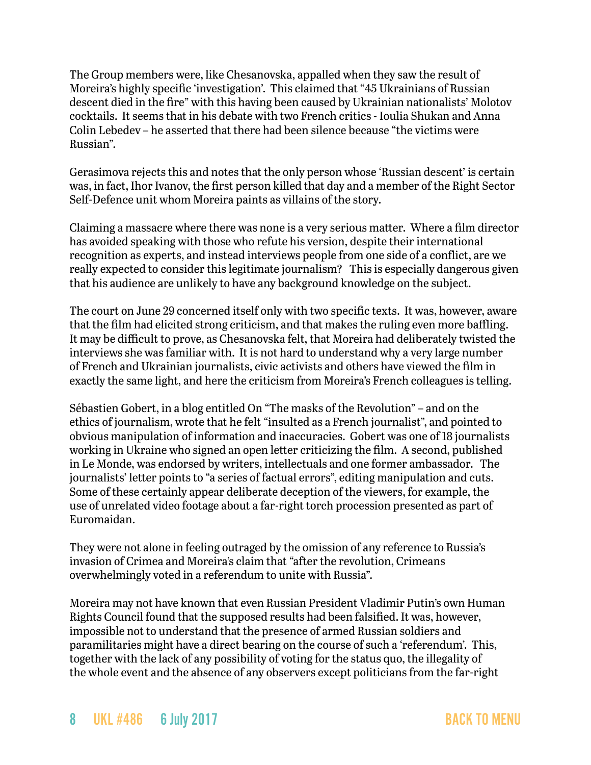The Group members were, like Chesanovska, appalled when they saw the result of Moreira's highly specific 'investigation'. This claimed that "45 Ukrainians of Russian descent died in the fire" with this having been caused by Ukrainian nationalists' Molotov cocktails. It seems that in his debate with two French critics - Ioulia Shukan and Anna Colin Lebedev – he asserted that there had been silence because "the victims were Russian".

Gerasimova rejects this and notes that the only person whose 'Russian descent' is certain was, in fact, Ihor Ivanov, the first person killed that day and a member of the Right Sector Self-Defence unit whom Moreira paints as villains of the story.

Claiming a massacre where there was none is a very serious matter. Where a film director has avoided speaking with those who refute his version, despite their international recognition as experts, and instead interviews people from one side of a conflict, are we really expected to consider this legitimate journalism? This is especially dangerous given that his audience are unlikely to have any background knowledge on the subject.

The court on June 29 concerned itself only with two specific texts. It was, however, aware that the film had elicited strong criticism, and that makes the ruling even more baffling. It may be difficult to prove, as Chesanovska felt, that Moreira had deliberately twisted the interviews she was familiar with. It is not hard to understand why a very large number of French and Ukrainian journalists, civic activists and others have viewed the film in exactly the same light, and here the criticism from Moreira's French colleagues is telling.

Sébastien Gobert, in a blog entitled On "The masks of the Revolution" – and on the ethics of journalism, wrote that he felt "insulted as a French journalist", and pointed to obvious manipulation of information and inaccuracies. Gobert was one of 18 journalists working in Ukraine who signed an open letter criticizing the film. A second, published in Le Monde, was endorsed by writers, intellectuals and one former ambassador. The journalists' letter points to "a series of factual errors", editing manipulation and cuts. Some of these certainly appear deliberate deception of the viewers, for example, the use of unrelated video footage about a far-right torch procession presented as part of Euromaidan.

They were not alone in feeling outraged by the omission of any reference to Russia's invasion of Crimea and Moreira's claim that "after the revolution, Crimeans overwhelmingly voted in a referendum to unite with Russia".

Moreira may not have known that even Russian President Vladimir Putin's own Human Rights Council found that the supposed results had been falsified. It was, however, impossible not to understand that the presence of armed Russian soldiers and paramilitaries might have a direct bearing on the course of such a 'referendum'. This, together with the lack of any possibility of voting for the status quo, the illegality of the whole event and the absence of any observers except politicians from the far-right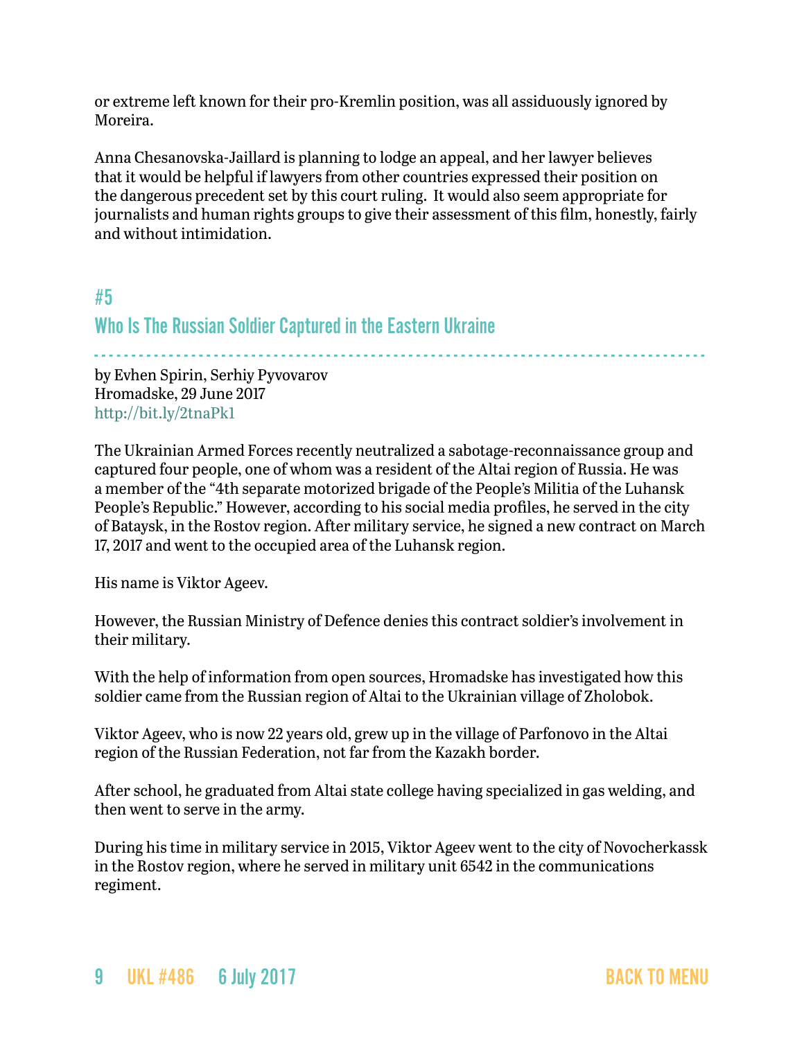or extreme left known for their pro-Kremlin position, was all assiduously ignored by Moreira.

Anna Chesanovska-Jaillard is planning to lodge an appeal, and her lawyer believes that it would be helpful if lawyers from other countries expressed their position on the dangerous precedent set by this court ruling. It would also seem appropriate for journalists and human rights groups to give their assessment of this film, honestly, fairly and without intimidation.

## #5

## Who Is The Russian Soldier Captured in the Eastern Ukraine

by Evhen Spirin, Serhiy Pyvovarov
Hromadske, 29 June 2017
http://bit.ly/2tnaPk1

The Ukrainian Armed Forces recently neutralized a sabotage-reconnaissance group and captured four people, one of whom was a resident of the Altai region of Russia. He was a member of the "4th separate motorized brigade of the People's Militia of the Luhansk People's Republic." However, according to his social media profiles, he served in the city of Bataysk, in the Rostov region. After military service, he signed a new contract on March 17, 2017 and went to the occupied area of the Luhansk region.

His name is Viktor Ageev.

However, the Russian Ministry of Defence denies this contract soldier's involvement in their military.

With the help of information from open sources, Hromadske has investigated how this soldier came from the Russian region of Altai to the Ukrainian village of Zholobok.

Viktor Ageev, who is now 22 years old, grew up in the village of Parfonovo in the Altai region of the Russian Federation, not far from the Kazakh border.

After school, he graduated from Altai state college having specialized in gas welding, and then went to serve in the army.

During his time in military service in 2015, Viktor Ageev went to the city of Novocherkassk in the Rostov region, where he served in military unit 6542 in the communications regiment.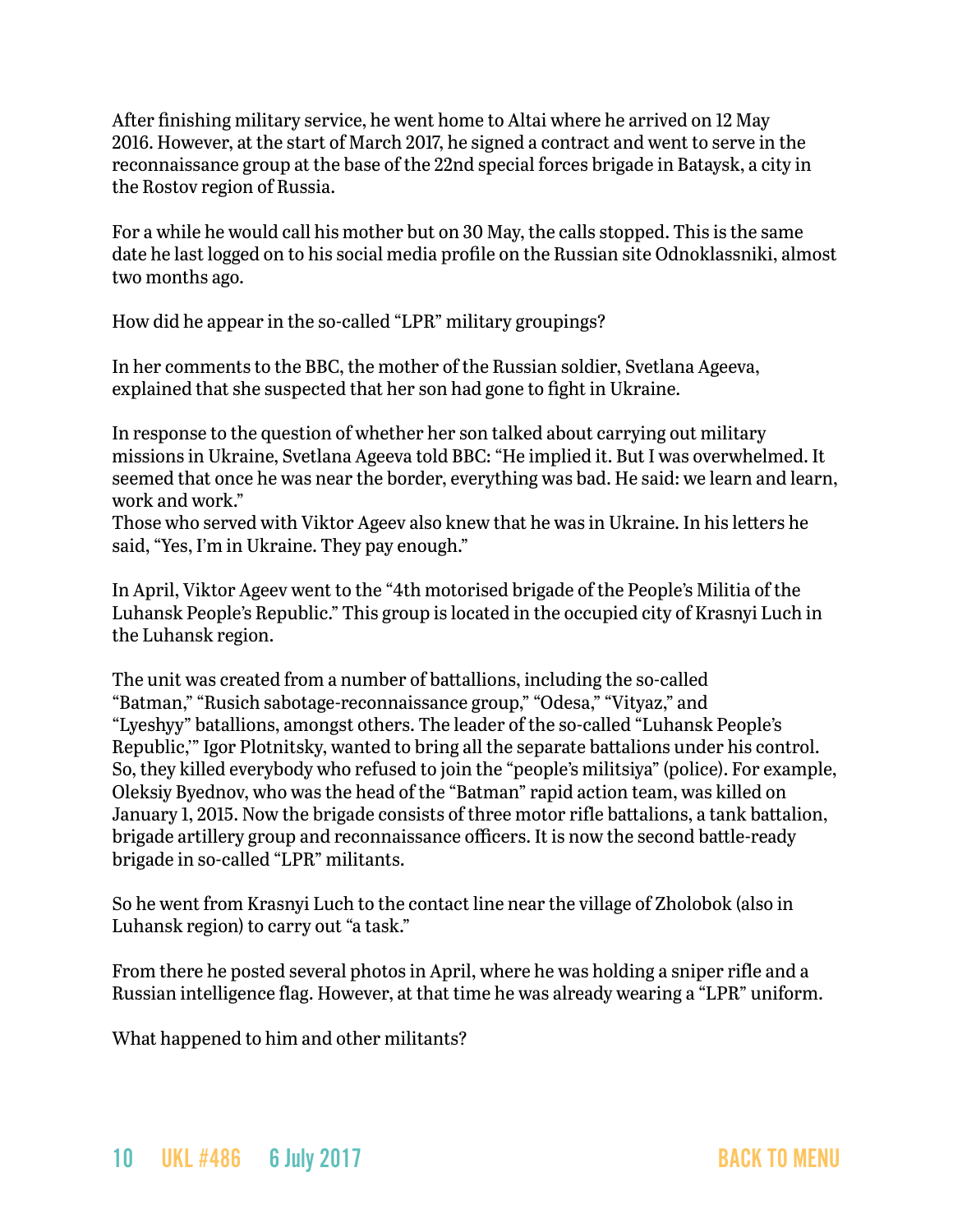After finishing military service, he went home to Altai where he arrived on 12 May 2016. However, at the start of March 2017, he signed a contract and went to serve in the reconnaissance group at the base of the 22nd special forces brigade in Bataysk, a city in the Rostov region of Russia.

For a while he would call his mother but on 30 May, the calls stopped. This is the same date he last logged on to his social media profile on the Russian site Odnoklassniki, almost two months ago.

How did he appear in the so-called "LPR" military groupings?

In her comments to the BBC, the mother of the Russian soldier, Svetlana Ageeva, explained that she suspected that her son had gone to fight in Ukraine.

In response to the question of whether her son talked about carrying out military missions in Ukraine, Svetlana Ageeva told BBC: "He implied it. But I was overwhelmed. It seemed that once he was near the border, everything was bad. He said: we learn and learn, work and work."
Those who served with Viktor Ageev also knew that he was in Ukraine. In his letters he said, "Yes, I'm in Ukraine. They pay enough."

In April, Viktor Ageev went to the "4th motorised brigade of the People's Militia of the Luhansk People's Republic." This group is located in the occupied city of Krasnyi Luch in the Luhansk region.

The unit was created from a number of battallions, including the so-called "Batman," "Rusich sabotage-reconnaissance group," "Odesa," "Vityaz," and "Lyeshyy" batallions, amongst others. The leader of the so-called "Luhansk People's Republic,'" Igor Plotnitsky, wanted to bring all the separate battalions under his control. So, they killed everybody who refused to join the "people's militsiya" (police). For example, Oleksiy Byednov, who was the head of the "Batman" rapid action team, was killed on January 1, 2015. Now the brigade consists of three motor rifle battalions, a tank battalion, brigade artillery group and reconnaissance officers. It is now the second battle-ready brigade in so-called "LPR" militants.

So he went from Krasnyi Luch to the contact line near the village of Zholobok (also in Luhansk region) to carry out "a task."

From there he posted several photos in April, where he was holding a sniper rifle and a Russian intelligence flag. However, at that time he was already wearing a "LPR" uniform.

What happened to him and other militants?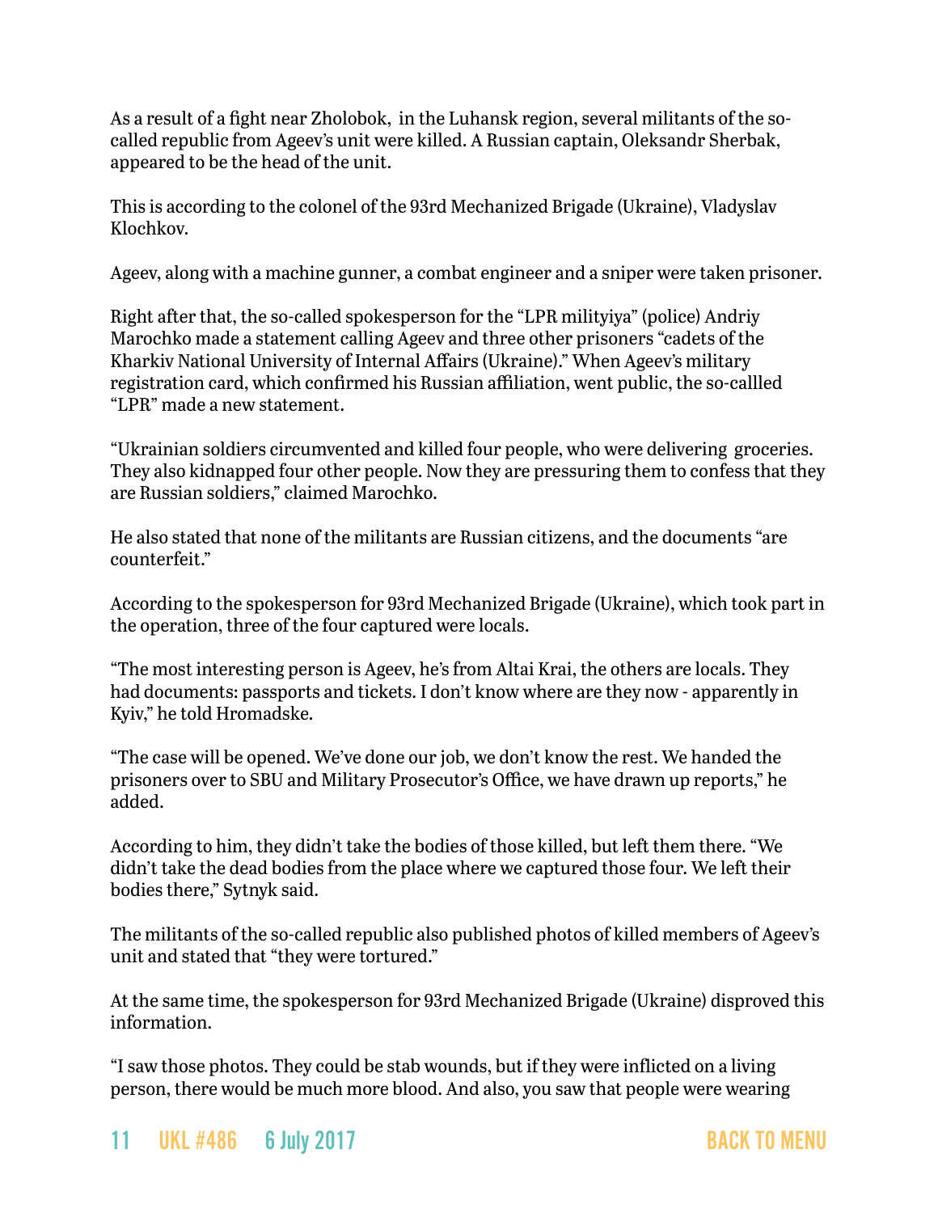As a result of a fight near Zholobok,  in the Luhansk region, several militants of the so-called republic from Ageev's unit were killed. A Russian captain, Oleksandr Sherbak, appeared to be the head of the unit.

This is according to the colonel of the 93rd Mechanized Brigade (Ukraine), Vladyslav Klochkov.

Ageev, along with a machine gunner, a combat engineer and a sniper were taken prisoner.

Right after that, the so-called spokesperson for the "LPR milityiya" (police) Andriy Marochko made a statement calling Ageev and three other prisoners "cadets of the Kharkiv National University of Internal Affairs (Ukraine)." When Ageev's military registration card, which confirmed his Russian affiliation, went public, the so-callled "LPR" made a new statement.

"Ukrainian soldiers circumvented and killed four people, who were delivering  groceries. They also kidnapped four other people. Now they are pressuring them to confess that they are Russian soldiers," claimed Marochko.

He also stated that none of the militants are Russian citizens, and the documents "are counterfeit."

According to the spokesperson for 93rd Mechanized Brigade (Ukraine), which took part in the operation, three of the four captured were locals.

"The most interesting person is Ageev, he's from Altai Krai, the others are locals. They had documents: passports and tickets. I don't know where are they now - apparently in Kyiv," he told Hromadske.

"The case will be opened. We've done our job, we don't know the rest. We handed the prisoners over to SBU and Military Prosecutor's Office, we have drawn up reports," he added.

According to him, they didn't take the bodies of those killed, but left them there. "We didn't take the dead bodies from the place where we captured those four. We left their bodies there," Sytnyk said.

The militants of the so-called republic also published photos of killed members of Ageev's unit and stated that "they were tortured."

At the same time, the spokesperson for 93rd Mechanized Brigade (Ukraine) disproved this information.

"I saw those photos. They could be stab wounds, but if they were inflicted on a living person, there would be much more blood. And also, you saw that people were wearing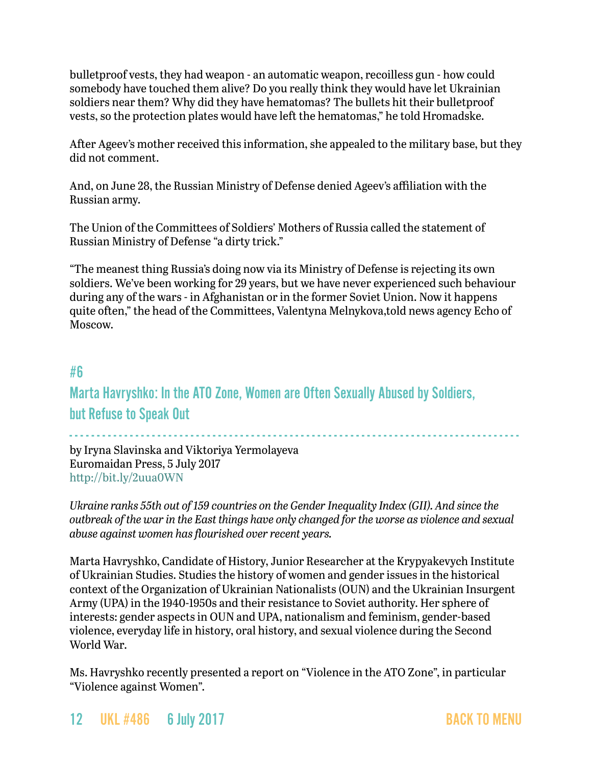bulletproof vests, they had weapon - an automatic weapon, recoilless gun - how could somebody have touched them alive? Do you really think they would have let Ukrainian soldiers near them? Why did they have hematomas? The bullets hit their bulletproof vests, so the protection plates would have left the hematomas," he told Hromadske.

After Ageev's mother received this information, she appealed to the military base, but they did not comment.

And, on June 28, the Russian Ministry of Defense denied Ageev's affiliation with the Russian army.

The Union of the Committees of Soldiers' Mothers of Russia called the statement of Russian Ministry of Defense "a dirty trick."

"The meanest thing Russia's doing now via its Ministry of Defense is rejecting its own soldiers. We've been working for 29 years, but we have never experienced such behaviour during any of the wars - in Afghanistan or in the former Soviet Union. Now it happens quite often," the head of the Committees, Valentyna Melnykova,told news agency Echo of Moscow.

## #6

## Marta Havryshko: In the ATO Zone, Women are Often Sexually Abused by Soldiers, but Refuse to Speak Out

by Iryna Slavinska and Viktoriya Yermolayeva
Euromaidan Press, 5 July 2017
http://bit.ly/2uua0WN

*Ukraine ranks 55th out of 159 countries on the Gender Inequality Index (GII). And since the outbreak of the war in the East things have only changed for the worse as violence and sexual abuse against women has flourished over recent years.*

Marta Havryshko, Candidate of History, Junior Researcher at the Krypyakevych Institute of Ukrainian Studies. Studies the history of women and gender issues in the historical context of the Organization of Ukrainian Nationalists (OUN) and the Ukrainian Insurgent Army (UPA) in the 1940-1950s and their resistance to Soviet authority. Her sphere of interests: gender aspects in OUN and UPA, nationalism and feminism, gender-based violence, everyday life in history, oral history, and sexual violence during the Second World War.

Ms. Havryshko recently presented a report on "Violence in the ATO Zone", in particular "Violence against Women".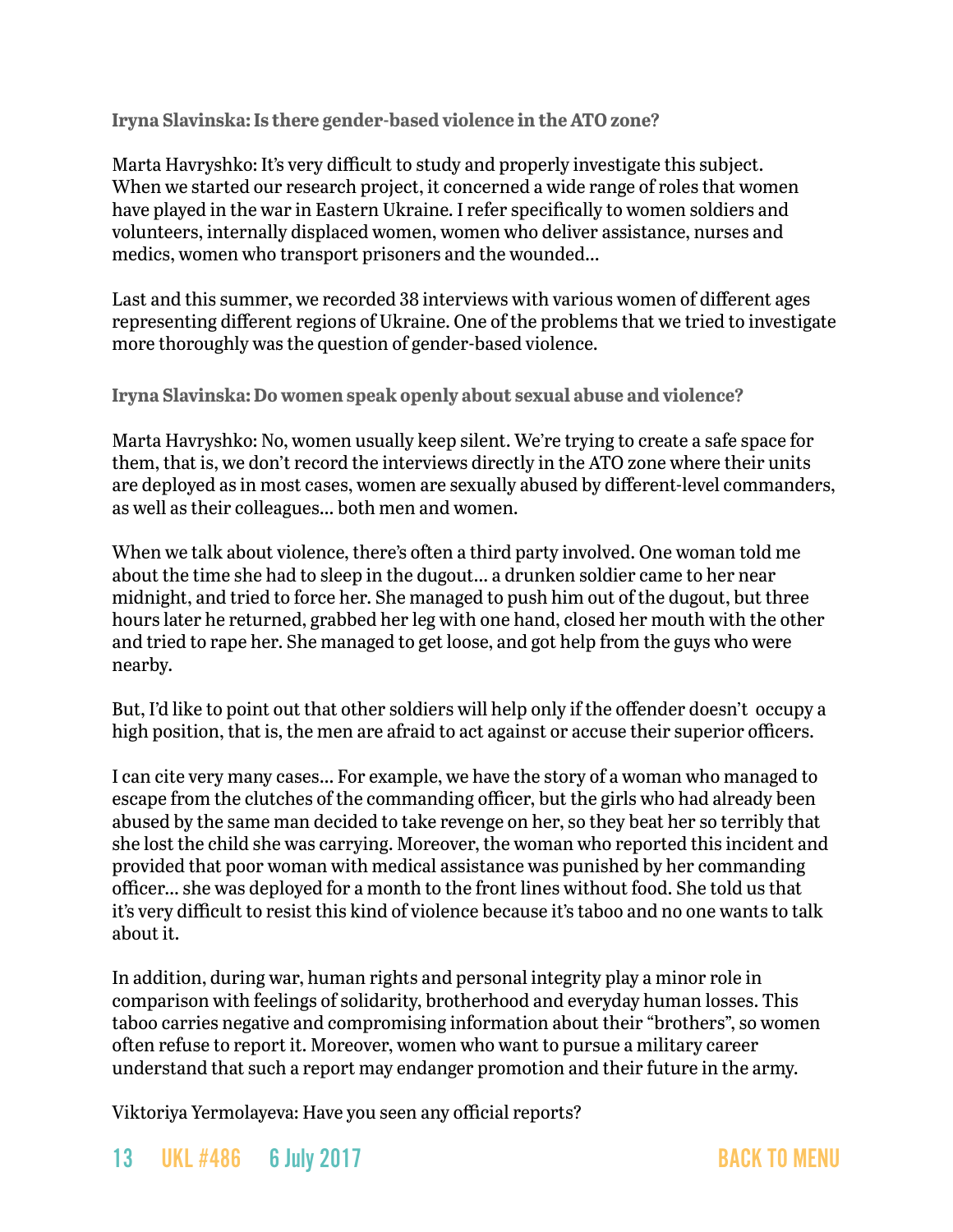**Iryna Slavinska: Is there gender-based violence in the ATO zone?**

Marta Havryshko: It's very difficult to study and properly investigate this subject. When we started our research project, it concerned a wide range of roles that women have played in the war in Eastern Ukraine. I refer specifically to women soldiers and volunteers, internally displaced women, women who deliver assistance, nurses and medics, women who transport prisoners and the wounded...

Last and this summer, we recorded 38 interviews with various women of different ages representing different regions of Ukraine. One of the problems that we tried to investigate more thoroughly was the question of gender-based violence.

**Iryna Slavinska: Do women speak openly about sexual abuse and violence?**

Marta Havryshko: No, women usually keep silent. We're trying to create a safe space for them, that is, we don't record the interviews directly in the ATO zone where their units are deployed as in most cases, women are sexually abused by different-level commanders, as well as their colleagues... both men and women.

When we talk about violence, there's often a third party involved. One woman told me about the time she had to sleep in the dugout... a drunken soldier came to her near midnight, and tried to force her. She managed to push him out of the dugout, but three hours later he returned, grabbed her leg with one hand, closed her mouth with the other and tried to rape her. She managed to get loose, and got help from the guys who were nearby.

But, I'd like to point out that other soldiers will help only if the offender doesn't occupy a high position, that is, the men are afraid to act against or accuse their superior officers.

I can cite very many cases... For example, we have the story of a woman who managed to escape from the clutches of the commanding officer, but the girls who had already been abused by the same man decided to take revenge on her, so they beat her so terribly that she lost the child she was carrying. Moreover, the woman who reported this incident and provided that poor woman with medical assistance was punished by her commanding officer... she was deployed for a month to the front lines without food. She told us that it's very difficult to resist this kind of violence because it's taboo and no one wants to talk about it.

In addition, during war, human rights and personal integrity play a minor role in comparison with feelings of solidarity, brotherhood and everyday human losses. This taboo carries negative and compromising information about their "brothers", so women often refuse to report it. Moreover, women who want to pursue a military career understand that such a report may endanger promotion and their future in the army.

Viktoriya Yermolayeva: Have you seen any official reports?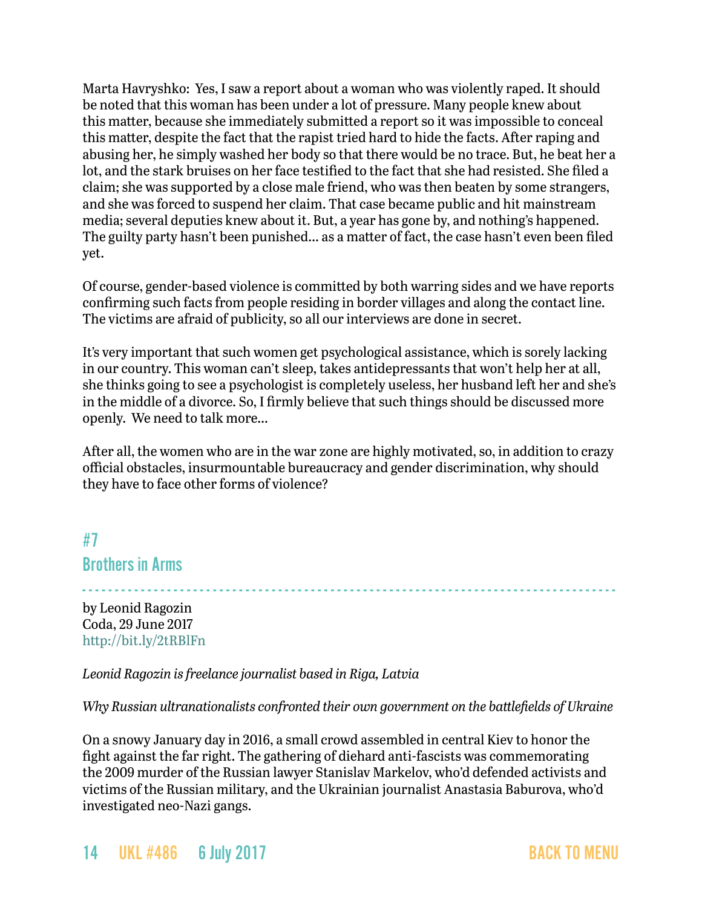Marta Havryshko: Yes, I saw a report about a woman who was violently raped. It should be noted that this woman has been under a lot of pressure. Many people knew about this matter, because she immediately submitted a report so it was impossible to conceal this matter, despite the fact that the rapist tried hard to hide the facts. After raping and abusing her, he simply washed her body so that there would be no trace. But, he beat her a lot, and the stark bruises on her face testified to the fact that she had resisted. She filed a claim; she was supported by a close male friend, who was then beaten by some strangers, and she was forced to suspend her claim. That case became public and hit mainstream media; several deputies knew about it. But, a year has gone by, and nothing's happened. The guilty party hasn't been punished… as a matter of fact, the case hasn't even been filed yet.

Of course, gender-based violence is committed by both warring sides and we have reports confirming such facts from people residing in border villages and along the contact line. The victims are afraid of publicity, so all our interviews are done in secret.

It's very important that such women get psychological assistance, which is sorely lacking in our country. This woman can't sleep, takes antidepressants that won't help her at all, she thinks going to see a psychologist is completely useless, her husband left her and she's in the middle of a divorce. So, I firmly believe that such things should be discussed more openly. We need to talk more…

After all, the women who are in the war zone are highly motivated, so, in addition to crazy official obstacles, insurmountable bureaucracy and gender discrimination, why should they have to face other forms of violence?

## #7
## Brothers in Arms

by Leonid Ragozin
Coda, 29 June 2017
http://bit.ly/2tRBlFn

*Leonid Ragozin is freelance journalist based in Riga, Latvia*

*Why Russian ultranationalists confronted their own government on the battlefields of Ukraine*

On a snowy January day in 2016, a small crowd assembled in central Kiev to honor the fight against the far right. The gathering of diehard anti-fascists was commemorating the 2009 murder of the Russian lawyer Stanislav Markelov, who'd defended activists and victims of the Russian military, and the Ukrainian journalist Anastasia Baburova, who'd investigated neo-Nazi gangs.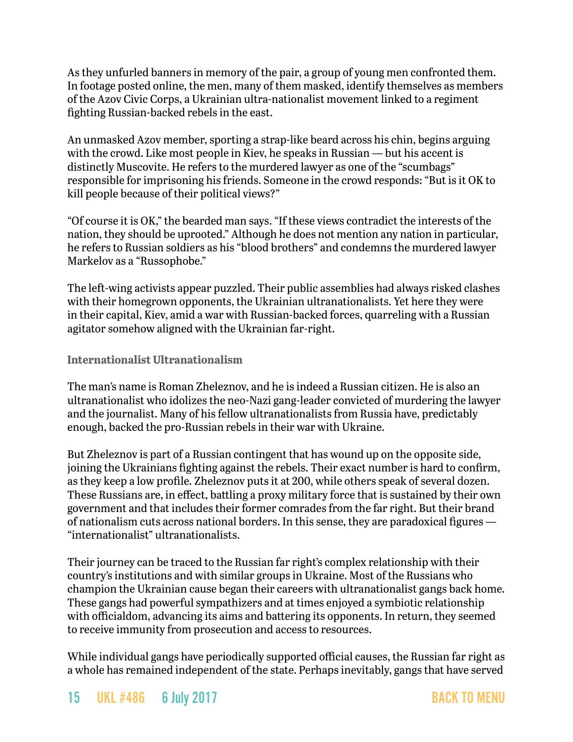As they unfurled banners in memory of the pair, a group of young men confronted them. In footage posted online, the men, many of them masked, identify themselves as members of the Azov Civic Corps, a Ukrainian ultra-nationalist movement linked to a regiment fighting Russian-backed rebels in the east.

An unmasked Azov member, sporting a strap-like beard across his chin, begins arguing with the crowd. Like most people in Kiev, he speaks in Russian — but his accent is distinctly Muscovite. He refers to the murdered lawyer as one of the "scumbags" responsible for imprisoning his friends. Someone in the crowd responds: "But is it OK to kill people because of their political views?"

"Of course it is OK," the bearded man says. "If these views contradict the interests of the nation, they should be uprooted." Although he does not mention any nation in particular, he refers to Russian soldiers as his "blood brothers" and condemns the murdered lawyer Markelov as a "Russophobe."

The left-wing activists appear puzzled. Their public assemblies had always risked clashes with their homegrown opponents, the Ukrainian ultranationalists. Yet here they were in their capital, Kiev, amid a war with Russian-backed forces, quarreling with a Russian agitator somehow aligned with the Ukrainian far-right.

### Internationalist Ultranationalism

The man's name is Roman Zheleznov, and he is indeed a Russian citizen. He is also an ultranationalist who idolizes the neo-Nazi gang-leader convicted of murdering the lawyer and the journalist. Many of his fellow ultranationalists from Russia have, predictably enough, backed the pro-Russian rebels in their war with Ukraine.

But Zheleznov is part of a Russian contingent that has wound up on the opposite side, joining the Ukrainians fighting against the rebels. Their exact number is hard to confirm, as they keep a low profile. Zheleznov puts it at 200, while others speak of several dozen. These Russians are, in effect, battling a proxy military force that is sustained by their own government and that includes their former comrades from the far right. But their brand of nationalism cuts across national borders. In this sense, they are paradoxical figures — "internationalist" ultranationalists.

Their journey can be traced to the Russian far right's complex relationship with their country's institutions and with similar groups in Ukraine. Most of the Russians who champion the Ukrainian cause began their careers with ultranationalist gangs back home. These gangs had powerful sympathizers and at times enjoyed a symbiotic relationship with officialdom, advancing its aims and battering its opponents. In return, they seemed to receive immunity from prosecution and access to resources.

While individual gangs have periodically supported official causes, the Russian far right as a whole has remained independent of the state. Perhaps inevitably, gangs that have served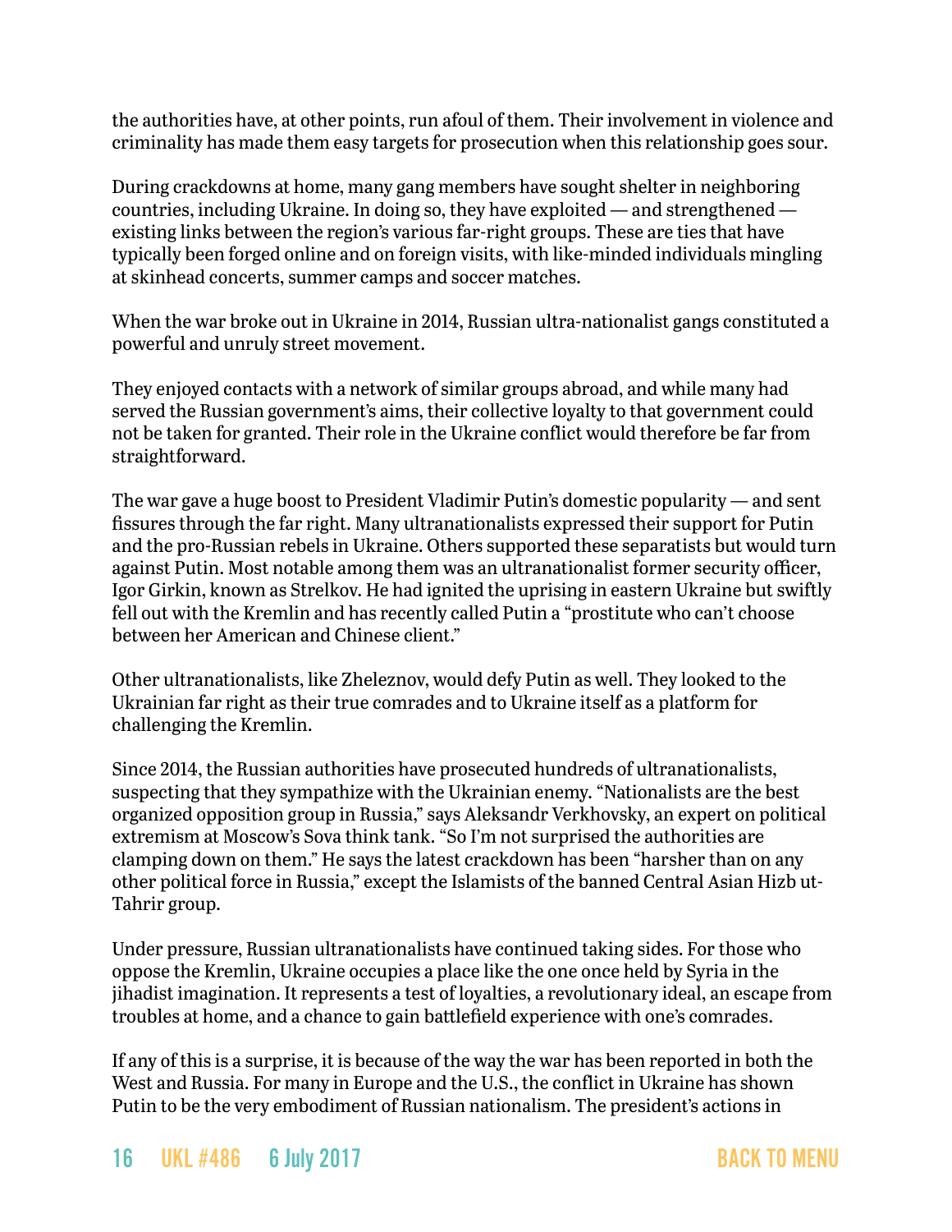the authorities have, at other points, run afoul of them. Their involvement in violence and criminality has made them easy targets for prosecution when this relationship goes sour.

During crackdowns at home, many gang members have sought shelter in neighboring countries, including Ukraine. In doing so, they have exploited — and strengthened — existing links between the region's various far-right groups. These are ties that have typically been forged online and on foreign visits, with like-minded individuals mingling at skinhead concerts, summer camps and soccer matches.

When the war broke out in Ukraine in 2014, Russian ultra-nationalist gangs constituted a powerful and unruly street movement.

They enjoyed contacts with a network of similar groups abroad, and while many had served the Russian government's aims, their collective loyalty to that government could not be taken for granted. Their role in the Ukraine conflict would therefore be far from straightforward.

The war gave a huge boost to President Vladimir Putin's domestic popularity — and sent fissures through the far right. Many ultranationalists expressed their support for Putin and the pro-Russian rebels in Ukraine. Others supported these separatists but would turn against Putin. Most notable among them was an ultranationalist former security officer, Igor Girkin, known as Strelkov. He had ignited the uprising in eastern Ukraine but swiftly fell out with the Kremlin and has recently called Putin a "prostitute who can't choose between her American and Chinese client."

Other ultranationalists, like Zheleznov, would defy Putin as well. They looked to the Ukrainian far right as their true comrades and to Ukraine itself as a platform for challenging the Kremlin.

Since 2014, the Russian authorities have prosecuted hundreds of ultranationalists, suspecting that they sympathize with the Ukrainian enemy. "Nationalists are the best organized opposition group in Russia," says Aleksandr Verkhovsky, an expert on political extremism at Moscow's Sova think tank. "So I'm not surprised the authorities are clamping down on them." He says the latest crackdown has been "harsher than on any other political force in Russia," except the Islamists of the banned Central Asian Hizb ut-Tahrir group.

Under pressure, Russian ultranationalists have continued taking sides. For those who oppose the Kremlin, Ukraine occupies a place like the one once held by Syria in the jihadist imagination. It represents a test of loyalties, a revolutionary ideal, an escape from troubles at home, and a chance to gain battlefield experience with one's comrades.

If any of this is a surprise, it is because of the way the war has been reported in both the West and Russia. For many in Europe and the U.S., the conflict in Ukraine has shown Putin to be the very embodiment of Russian nationalism. The president's actions in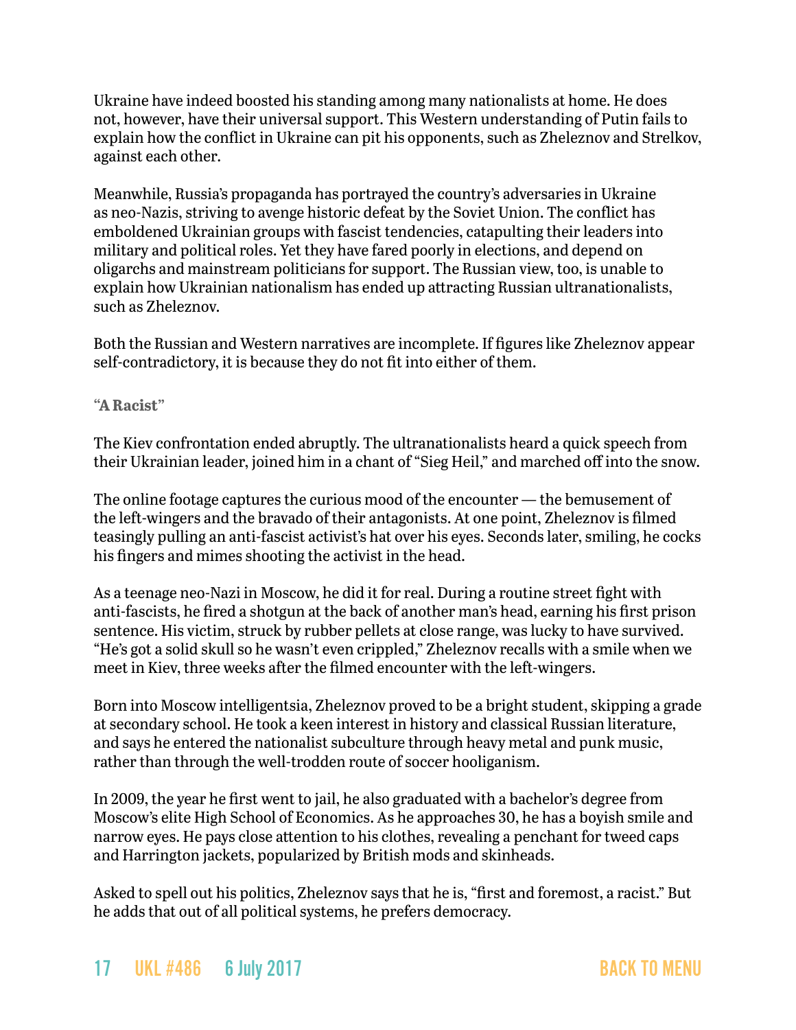Ukraine have indeed boosted his standing among many nationalists at home. He does not, however, have their universal support. This Western understanding of Putin fails to explain how the conflict in Ukraine can pit his opponents, such as Zheleznov and Strelkov, against each other.

Meanwhile, Russia's propaganda has portrayed the country's adversaries in Ukraine as neo-Nazis, striving to avenge historic defeat by the Soviet Union. The conflict has emboldened Ukrainian groups with fascist tendencies, catapulting their leaders into military and political roles. Yet they have fared poorly in elections, and depend on oligarchs and mainstream politicians for support. The Russian view, too, is unable to explain how Ukrainian nationalism has ended up attracting Russian ultranationalists, such as Zheleznov.

Both the Russian and Western narratives are incomplete. If figures like Zheleznov appear self-contradictory, it is because they do not fit into either of them.

### "A Racist"

The Kiev confrontation ended abruptly. The ultranationalists heard a quick speech from their Ukrainian leader, joined him in a chant of "Sieg Heil," and marched off into the snow.

The online footage captures the curious mood of the encounter — the bemusement of the left-wingers and the bravado of their antagonists. At one point, Zheleznov is filmed teasingly pulling an anti-fascist activist's hat over his eyes. Seconds later, smiling, he cocks his fingers and mimes shooting the activist in the head.

As a teenage neo-Nazi in Moscow, he did it for real. During a routine street fight with anti-fascists, he fired a shotgun at the back of another man's head, earning his first prison sentence. His victim, struck by rubber pellets at close range, was lucky to have survived. "He's got a solid skull so he wasn't even crippled," Zheleznov recalls with a smile when we meet in Kiev, three weeks after the filmed encounter with the left-wingers.

Born into Moscow intelligentsia, Zheleznov proved to be a bright student, skipping a grade at secondary school. He took a keen interest in history and classical Russian literature, and says he entered the nationalist subculture through heavy metal and punk music, rather than through the well-trodden route of soccer hooliganism.

In 2009, the year he first went to jail, he also graduated with a bachelor's degree from Moscow's elite High School of Economics. As he approaches 30, he has a boyish smile and narrow eyes. He pays close attention to his clothes, revealing a penchant for tweed caps and Harrington jackets, popularized by British mods and skinheads.

Asked to spell out his politics, Zheleznov says that he is, "first and foremost, a racist." But he adds that out of all political systems, he prefers democracy.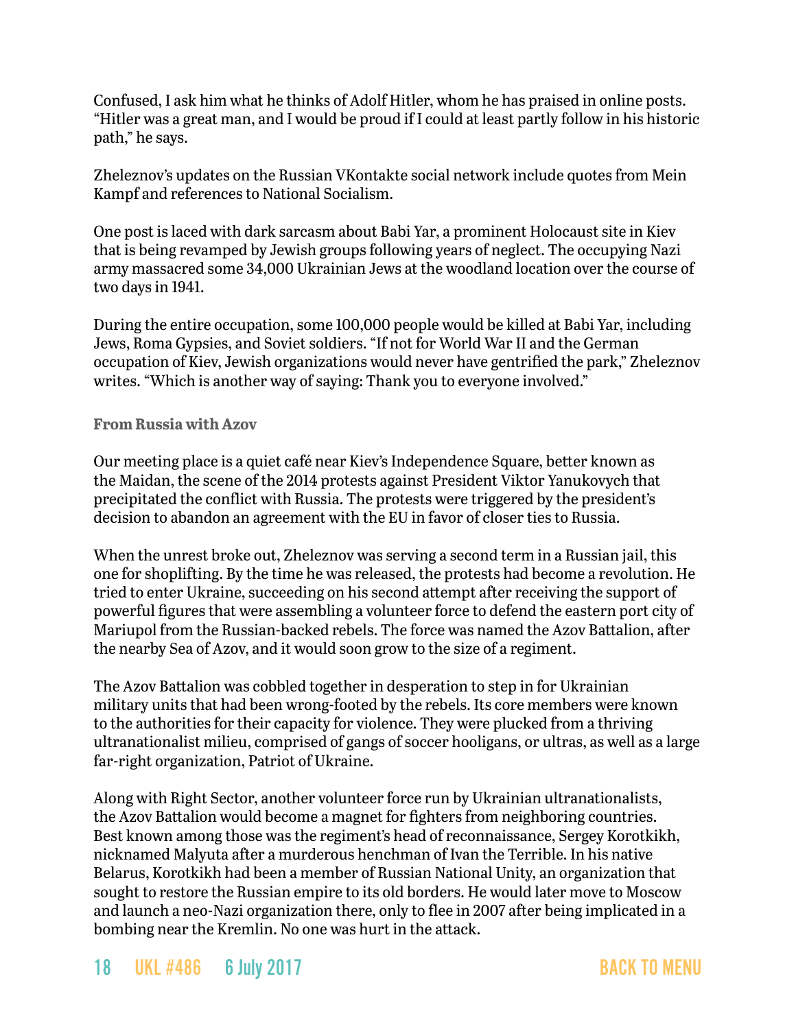Confused, I ask him what he thinks of Adolf Hitler, whom he has praised in online posts. "Hitler was a great man, and I would be proud if I could at least partly follow in his historic path," he says.

Zheleznov's updates on the Russian VKontakte social network include quotes from Mein Kampf and references to National Socialism.

One post is laced with dark sarcasm about Babi Yar, a prominent Holocaust site in Kiev that is being revamped by Jewish groups following years of neglect. The occupying Nazi army massacred some 34,000 Ukrainian Jews at the woodland location over the course of two days in 1941.

During the entire occupation, some 100,000 people would be killed at Babi Yar, including Jews, Roma Gypsies, and Soviet soldiers. "If not for World War II and the German occupation of Kiev, Jewish organizations would never have gentrified the park," Zheleznov writes. "Which is another way of saying: Thank you to everyone involved."

### From Russia with Azov

Our meeting place is a quiet café near Kiev's Independence Square, better known as the Maidan, the scene of the 2014 protests against President Viktor Yanukovych that precipitated the conflict with Russia. The protests were triggered by the president's decision to abandon an agreement with the EU in favor of closer ties to Russia.

When the unrest broke out, Zheleznov was serving a second term in a Russian jail, this one for shoplifting. By the time he was released, the protests had become a revolution. He tried to enter Ukraine, succeeding on his second attempt after receiving the support of powerful figures that were assembling a volunteer force to defend the eastern port city of Mariupol from the Russian-backed rebels. The force was named the Azov Battalion, after the nearby Sea of Azov, and it would soon grow to the size of a regiment.

The Azov Battalion was cobbled together in desperation to step in for Ukrainian military units that had been wrong-footed by the rebels. Its core members were known to the authorities for their capacity for violence. They were plucked from a thriving ultranationalist milieu, comprised of gangs of soccer hooligans, or ultras, as well as a large far-right organization, Patriot of Ukraine.

Along with Right Sector, another volunteer force run by Ukrainian ultranationalists, the Azov Battalion would become a magnet for fighters from neighboring countries. Best known among those was the regiment's head of reconnaissance, Sergey Korotkikh, nicknamed Malyuta after a murderous henchman of Ivan the Terrible. In his native Belarus, Korotkikh had been a member of Russian National Unity, an organization that sought to restore the Russian empire to its old borders. He would later move to Moscow and launch a neo-Nazi organization there, only to flee in 2007 after being implicated in a bombing near the Kremlin. No one was hurt in the attack.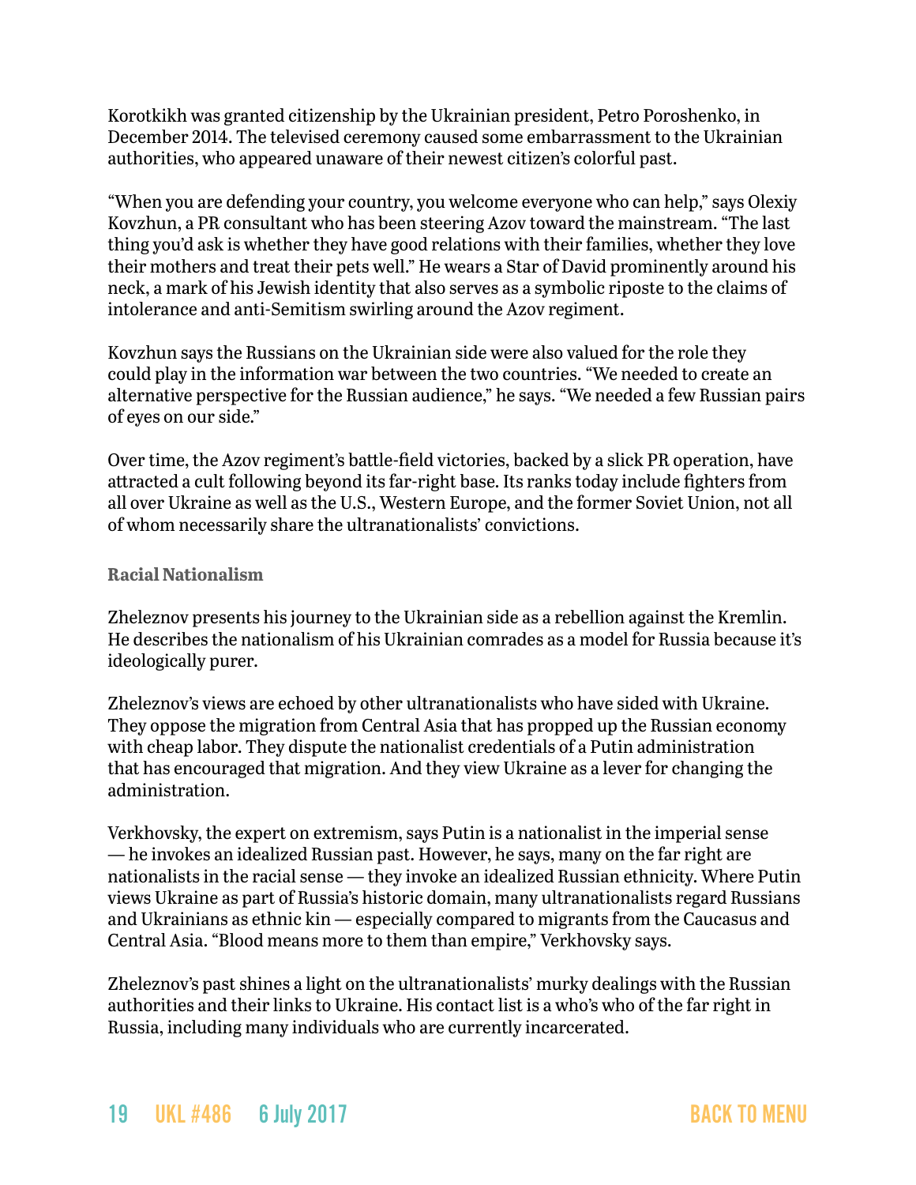Korotkikh was granted citizenship by the Ukrainian president, Petro Poroshenko, in December 2014. The televised ceremony caused some embarrassment to the Ukrainian authorities, who appeared unaware of their newest citizen's colorful past.

"When you are defending your country, you welcome everyone who can help," says Olexiy Kovzhun, a PR consultant who has been steering Azov toward the mainstream. "The last thing you'd ask is whether they have good relations with their families, whether they love their mothers and treat their pets well." He wears a Star of David prominently around his neck, a mark of his Jewish identity that also serves as a symbolic riposte to the claims of intolerance and anti-Semitism swirling around the Azov regiment.

Kovzhun says the Russians on the Ukrainian side were also valued for the role they could play in the information war between the two countries. "We needed to create an alternative perspective for the Russian audience," he says. "We needed a few Russian pairs of eyes on our side."

Over time, the Azov regiment's battle-field victories, backed by a slick PR operation, have attracted a cult following beyond its far-right base. Its ranks today include fighters from all over Ukraine as well as the U.S., Western Europe, and the former Soviet Union, not all of whom necessarily share the ultranationalists' convictions.

### Racial Nationalism

Zheleznov presents his journey to the Ukrainian side as a rebellion against the Kremlin. He describes the nationalism of his Ukrainian comrades as a model for Russia because it's ideologically purer.

Zheleznov's views are echoed by other ultranationalists who have sided with Ukraine. They oppose the migration from Central Asia that has propped up the Russian economy with cheap labor. They dispute the nationalist credentials of a Putin administration that has encouraged that migration. And they view Ukraine as a lever for changing the administration.

Verkhovsky, the expert on extremism, says Putin is a nationalist in the imperial sense — he invokes an idealized Russian past. However, he says, many on the far right are nationalists in the racial sense — they invoke an idealized Russian ethnicity. Where Putin views Ukraine as part of Russia's historic domain, many ultranationalists regard Russians and Ukrainians as ethnic kin — especially compared to migrants from the Caucasus and Central Asia. "Blood means more to them than empire," Verkhovsky says.

Zheleznov's past shines a light on the ultranationalists' murky dealings with the Russian authorities and their links to Ukraine. His contact list is a who's who of the far right in Russia, including many individuals who are currently incarcerated.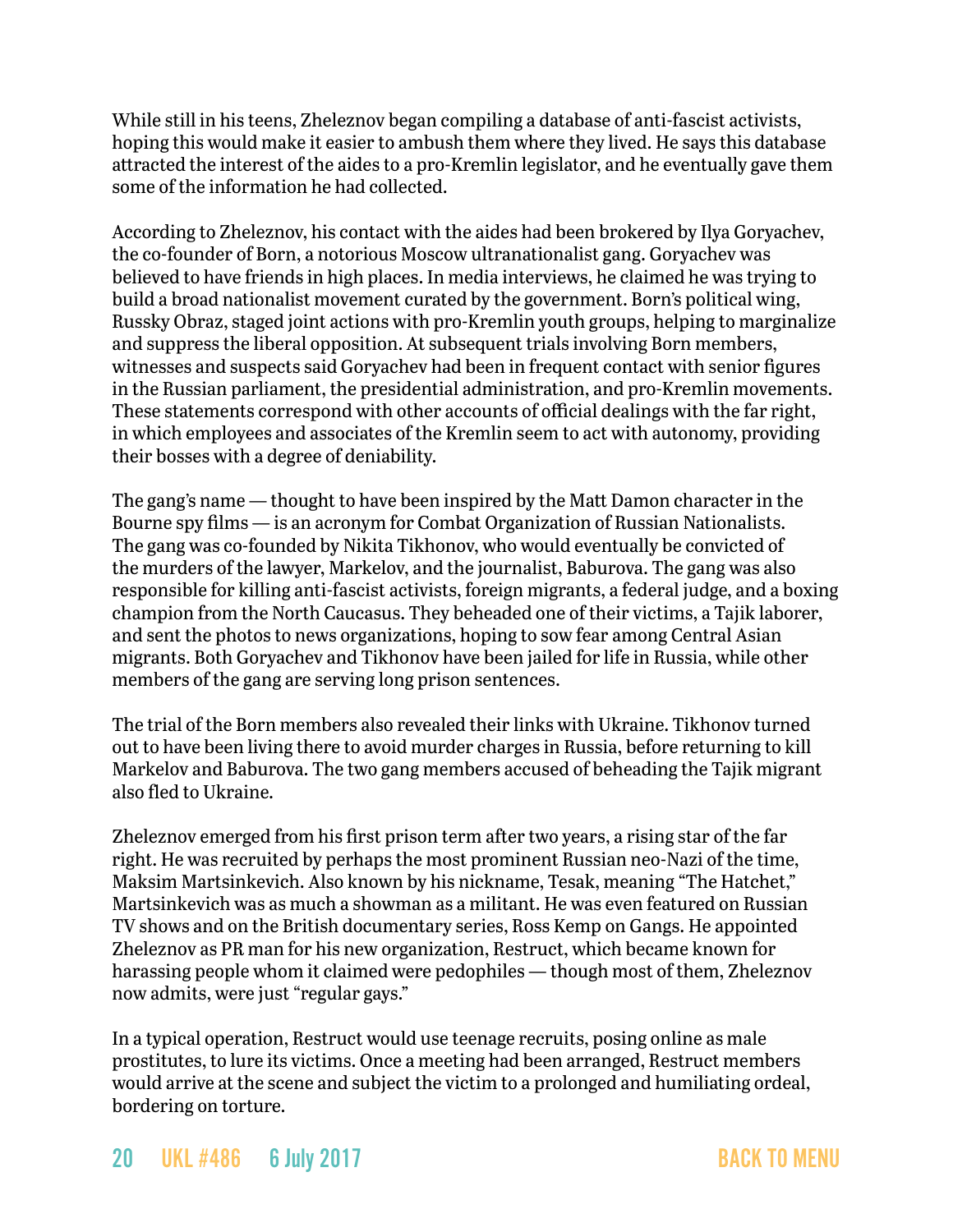While still in his teens, Zheleznov began compiling a database of anti-fascist activists, hoping this would make it easier to ambush them where they lived. He says this database attracted the interest of the aides to a pro-Kremlin legislator, and he eventually gave them some of the information he had collected.

According to Zheleznov, his contact with the aides had been brokered by Ilya Goryachev, the co-founder of Born, a notorious Moscow ultranationalist gang. Goryachev was believed to have friends in high places. In media interviews, he claimed he was trying to build a broad nationalist movement curated by the government. Born's political wing, Russky Obraz, staged joint actions with pro-Kremlin youth groups, helping to marginalize and suppress the liberal opposition. At subsequent trials involving Born members, witnesses and suspects said Goryachev had been in frequent contact with senior figures in the Russian parliament, the presidential administration, and pro-Kremlin movements. These statements correspond with other accounts of official dealings with the far right, in which employees and associates of the Kremlin seem to act with autonomy, providing their bosses with a degree of deniability.

The gang's name — thought to have been inspired by the Matt Damon character in the Bourne spy films — is an acronym for Combat Organization of Russian Nationalists. The gang was co-founded by Nikita Tikhonov, who would eventually be convicted of the murders of the lawyer, Markelov, and the journalist, Baburova. The gang was also responsible for killing anti-fascist activists, foreign migrants, a federal judge, and a boxing champion from the North Caucasus. They beheaded one of their victims, a Tajik laborer, and sent the photos to news organizations, hoping to sow fear among Central Asian migrants. Both Goryachev and Tikhonov have been jailed for life in Russia, while other members of the gang are serving long prison sentences.

The trial of the Born members also revealed their links with Ukraine. Tikhonov turned out to have been living there to avoid murder charges in Russia, before returning to kill Markelov and Baburova. The two gang members accused of beheading the Tajik migrant also fled to Ukraine.

Zheleznov emerged from his first prison term after two years, a rising star of the far right. He was recruited by perhaps the most prominent Russian neo-Nazi of the time, Maksim Martsinkevich. Also known by his nickname, Tesak, meaning "The Hatchet," Martsinkevich was as much a showman as a militant. He was even featured on Russian TV shows and on the British documentary series, Ross Kemp on Gangs. He appointed Zheleznov as PR man for his new organization, Restruct, which became known for harassing people whom it claimed were pedophiles — though most of them, Zheleznov now admits, were just "regular gays."

In a typical operation, Restruct would use teenage recruits, posing online as male prostitutes, to lure its victims. Once a meeting had been arranged, Restruct members would arrive at the scene and subject the victim to a prolonged and humiliating ordeal, bordering on torture.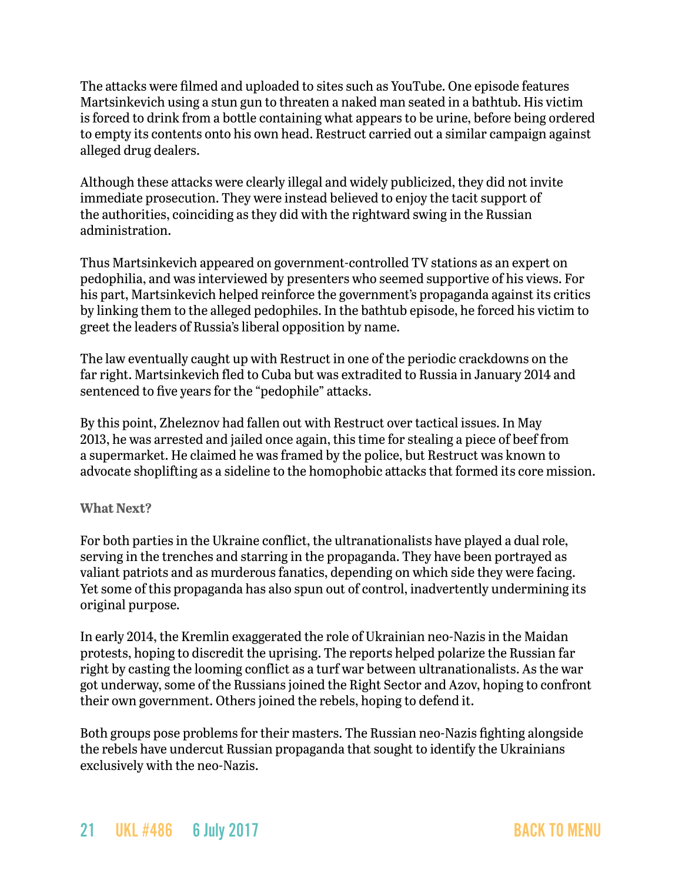The attacks were filmed and uploaded to sites such as YouTube. One episode features Martsinkevich using a stun gun to threaten a naked man seated in a bathtub. His victim is forced to drink from a bottle containing what appears to be urine, before being ordered to empty its contents onto his own head. Restruct carried out a similar campaign against alleged drug dealers.

Although these attacks were clearly illegal and widely publicized, they did not invite immediate prosecution. They were instead believed to enjoy the tacit support of the authorities, coinciding as they did with the rightward swing in the Russian administration.

Thus Martsinkevich appeared on government-controlled TV stations as an expert on pedophilia, and was interviewed by presenters who seemed supportive of his views. For his part, Martsinkevich helped reinforce the government's propaganda against its critics by linking them to the alleged pedophiles. In the bathtub episode, he forced his victim to greet the leaders of Russia's liberal opposition by name.

The law eventually caught up with Restruct in one of the periodic crackdowns on the far right. Martsinkevich fled to Cuba but was extradited to Russia in January 2014 and sentenced to five years for the "pedophile" attacks.

By this point, Zheleznov had fallen out with Restruct over tactical issues. In May 2013, he was arrested and jailed once again, this time for stealing a piece of beef from a supermarket. He claimed he was framed by the police, but Restruct was known to advocate shoplifting as a sideline to the homophobic attacks that formed its core mission.

### What Next?

For both parties in the Ukraine conflict, the ultranationalists have played a dual role, serving in the trenches and starring in the propaganda. They have been portrayed as valiant patriots and as murderous fanatics, depending on which side they were facing. Yet some of this propaganda has also spun out of control, inadvertently undermining its original purpose.

In early 2014, the Kremlin exaggerated the role of Ukrainian neo-Nazis in the Maidan protests, hoping to discredit the uprising. The reports helped polarize the Russian far right by casting the looming conflict as a turf war between ultranationalists. As the war got underway, some of the Russians joined the Right Sector and Azov, hoping to confront their own government. Others joined the rebels, hoping to defend it.

Both groups pose problems for their masters. The Russian neo-Nazis fighting alongside the rebels have undercut Russian propaganda that sought to identify the Ukrainians exclusively with the neo-Nazis.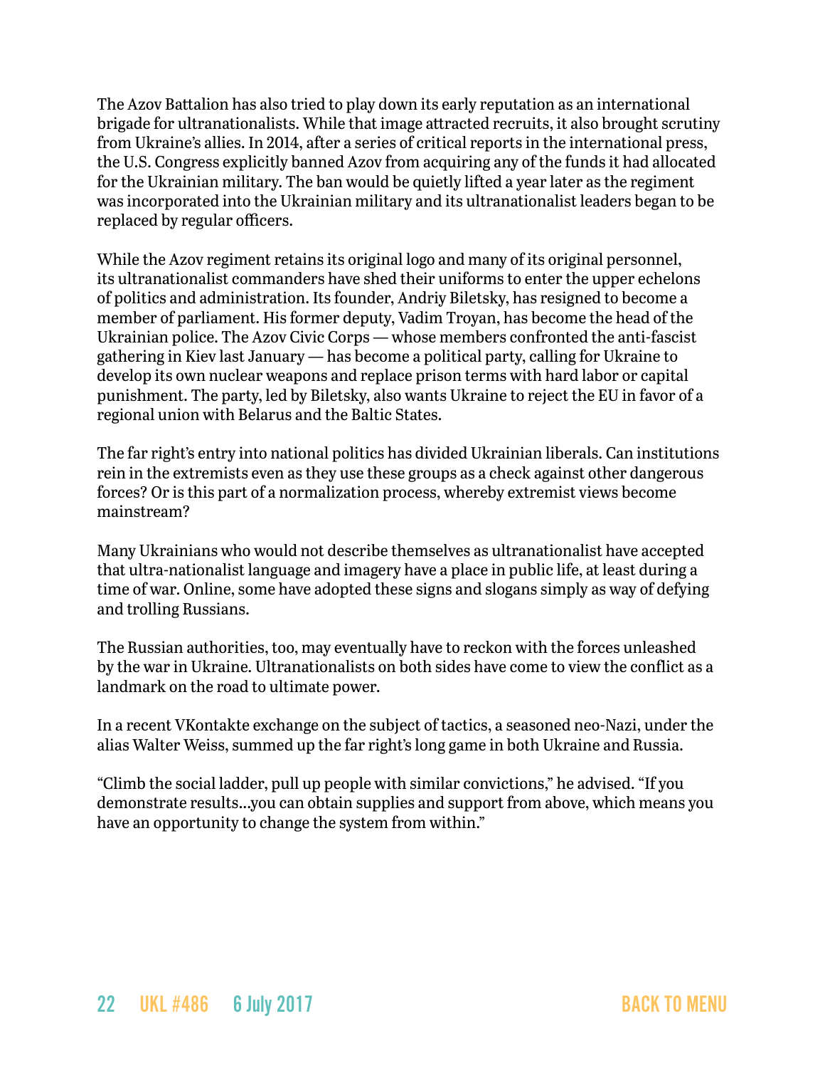The Azov Battalion has also tried to play down its early reputation as an international brigade for ultranationalists. While that image attracted recruits, it also brought scrutiny from Ukraine's allies. In 2014, after a series of critical reports in the international press, the U.S. Congress explicitly banned Azov from acquiring any of the funds it had allocated for the Ukrainian military. The ban would be quietly lifted a year later as the regiment was incorporated into the Ukrainian military and its ultranationalist leaders began to be replaced by regular officers.

While the Azov regiment retains its original logo and many of its original personnel, its ultranationalist commanders have shed their uniforms to enter the upper echelons of politics and administration. Its founder, Andriy Biletsky, has resigned to become a member of parliament. His former deputy, Vadim Troyan, has become the head of the Ukrainian police. The Azov Civic Corps — whose members confronted the anti-fascist gathering in Kiev last January — has become a political party, calling for Ukraine to develop its own nuclear weapons and replace prison terms with hard labor or capital punishment. The party, led by Biletsky, also wants Ukraine to reject the EU in favor of a regional union with Belarus and the Baltic States.

The far right's entry into national politics has divided Ukrainian liberals. Can institutions rein in the extremists even as they use these groups as a check against other dangerous forces? Or is this part of a normalization process, whereby extremist views become mainstream?

Many Ukrainians who would not describe themselves as ultranationalist have accepted that ultra-nationalist language and imagery have a place in public life, at least during a time of war. Online, some have adopted these signs and slogans simply as way of defying and trolling Russians.

The Russian authorities, too, may eventually have to reckon with the forces unleashed by the war in Ukraine. Ultranationalists on both sides have come to view the conflict as a landmark on the road to ultimate power.

In a recent VKontakte exchange on the subject of tactics, a seasoned neo-Nazi, under the alias Walter Weiss, summed up the far right's long game in both Ukraine and Russia.

"Climb the social ladder, pull up people with similar convictions," he advised. "If you demonstrate results...you can obtain supplies and support from above, which means you have an opportunity to change the system from within."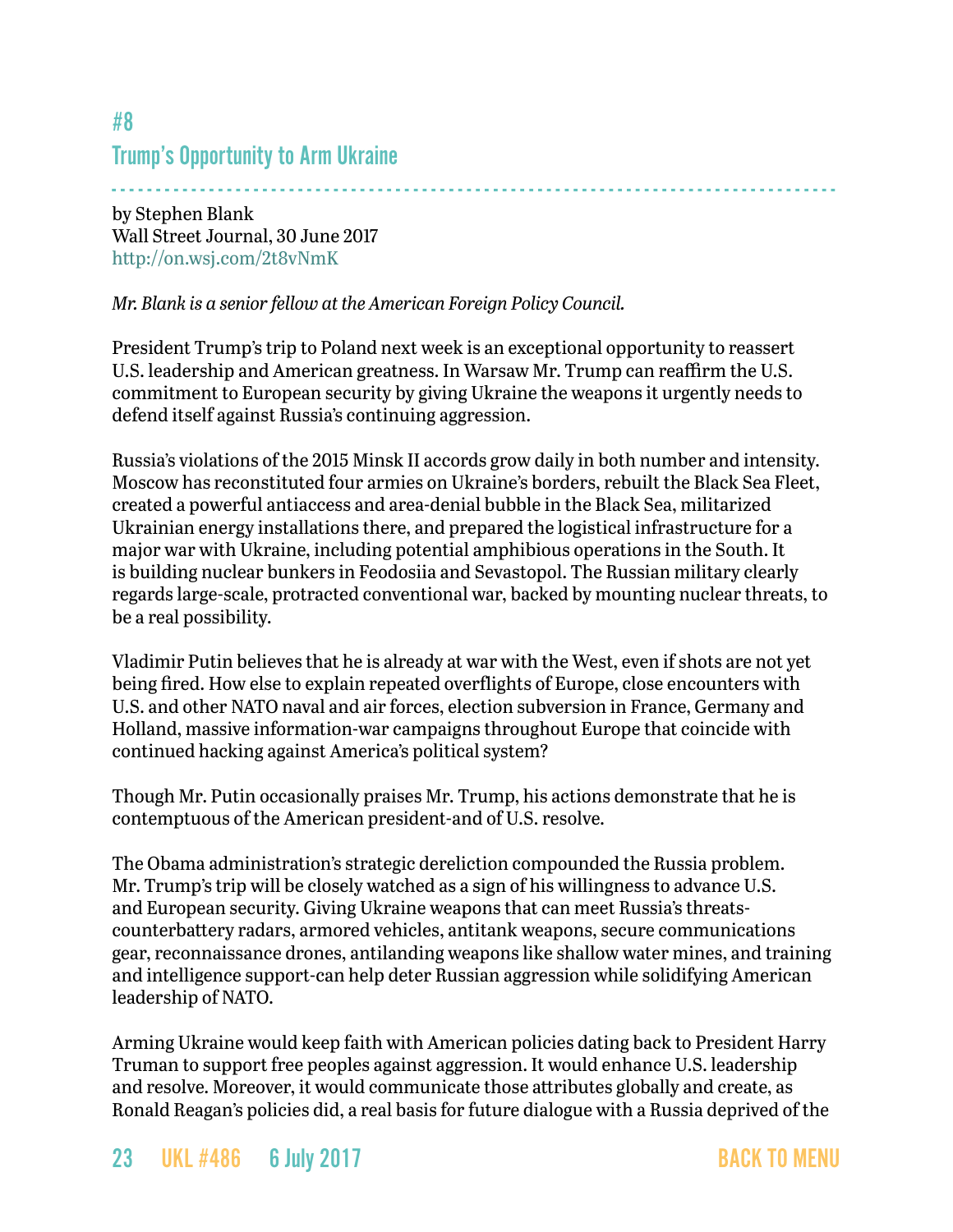## #8
## Trump's Opportunity to Arm Ukraine

by Stephen Blank
Wall Street Journal, 30 June 2017
http://on.wsj.com/2t8vNmK

*Mr. Blank is a senior fellow at the American Foreign Policy Council.*

President Trump's trip to Poland next week is an exceptional opportunity to reassert U.S. leadership and American greatness. In Warsaw Mr. Trump can reaffirm the U.S. commitment to European security by giving Ukraine the weapons it urgently needs to defend itself against Russia's continuing aggression.

Russia's violations of the 2015 Minsk II accords grow daily in both number and intensity. Moscow has reconstituted four armies on Ukraine's borders, rebuilt the Black Sea Fleet, created a powerful antiaccess and area-denial bubble in the Black Sea, militarized Ukrainian energy installations there, and prepared the logistical infrastructure for a major war with Ukraine, including potential amphibious operations in the South. It is building nuclear bunkers in Feodosiia and Sevastopol. The Russian military clearly regards large-scale, protracted conventional war, backed by mounting nuclear threats, to be a real possibility.

Vladimir Putin believes that he is already at war with the West, even if shots are not yet being fired. How else to explain repeated overflights of Europe, close encounters with U.S. and other NATO naval and air forces, election subversion in France, Germany and Holland, massive information-war campaigns throughout Europe that coincide with continued hacking against America's political system?

Though Mr. Putin occasionally praises Mr. Trump, his actions demonstrate that he is contemptuous of the American president-and of U.S. resolve.

The Obama administration's strategic dereliction compounded the Russia problem. Mr. Trump's trip will be closely watched as a sign of his willingness to advance U.S. and European security. Giving Ukraine weapons that can meet Russia's threats-counterbattery radars, armored vehicles, antitank weapons, secure communications gear, reconnaissance drones, antilanding weapons like shallow water mines, and training and intelligence support-can help deter Russian aggression while solidifying American leadership of NATO.

Arming Ukraine would keep faith with American policies dating back to President Harry Truman to support free peoples against aggression. It would enhance U.S. leadership and resolve. Moreover, it would communicate those attributes globally and create, as Ronald Reagan's policies did, a real basis for future dialogue with a Russia deprived of the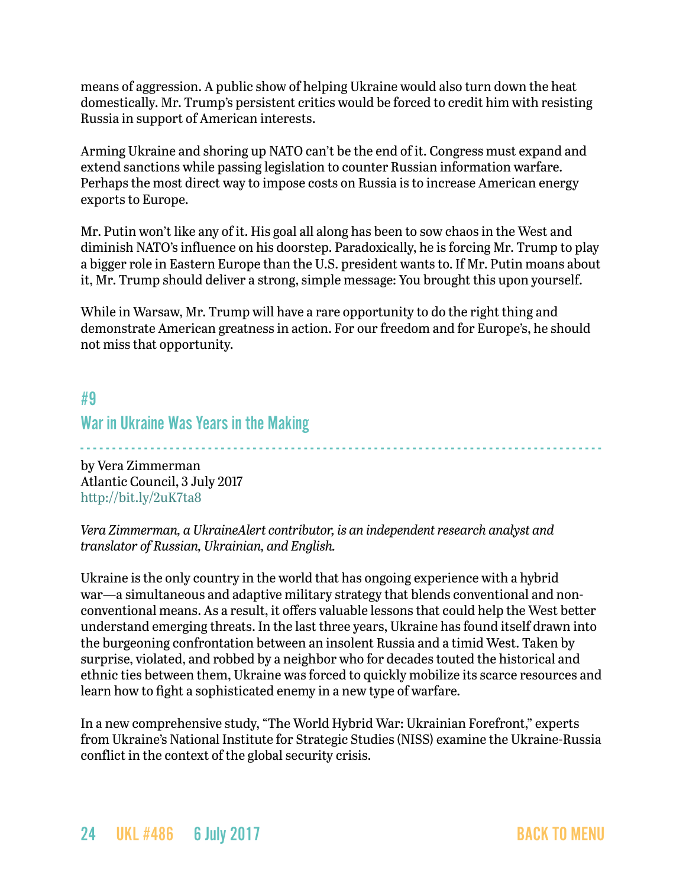means of aggression. A public show of helping Ukraine would also turn down the heat domestically. Mr. Trump's persistent critics would be forced to credit him with resisting Russia in support of American interests.

Arming Ukraine and shoring up NATO can't be the end of it. Congress must expand and extend sanctions while passing legislation to counter Russian information warfare. Perhaps the most direct way to impose costs on Russia is to increase American energy exports to Europe.

Mr. Putin won't like any of it. His goal all along has been to sow chaos in the West and diminish NATO's influence on his doorstep. Paradoxically, he is forcing Mr. Trump to play a bigger role in Eastern Europe than the U.S. president wants to. If Mr. Putin moans about it, Mr. Trump should deliver a strong, simple message: You brought this upon yourself.

While in Warsaw, Mr. Trump will have a rare opportunity to do the right thing and demonstrate American greatness in action. For our freedom and for Europe's, he should not miss that opportunity.

## #9

## War in Ukraine Was Years in the Making

by Vera Zimmerman
Atlantic Council, 3 July 2017
http://bit.ly/2uK7ta8

*Vera Zimmerman, a UkraineAlert contributor, is an independent research analyst and translator of Russian, Ukrainian, and English.*

Ukraine is the only country in the world that has ongoing experience with a hybrid war—a simultaneous and adaptive military strategy that blends conventional and non-conventional means. As a result, it offers valuable lessons that could help the West better understand emerging threats. In the last three years, Ukraine has found itself drawn into the burgeoning confrontation between an insolent Russia and a timid West. Taken by surprise, violated, and robbed by a neighbor who for decades touted the historical and ethnic ties between them, Ukraine was forced to quickly mobilize its scarce resources and learn how to fight a sophisticated enemy in a new type of warfare.

In a new comprehensive study, "The World Hybrid War: Ukrainian Forefront," experts from Ukraine's National Institute for Strategic Studies (NISS) examine the Ukraine-Russia conflict in the context of the global security crisis.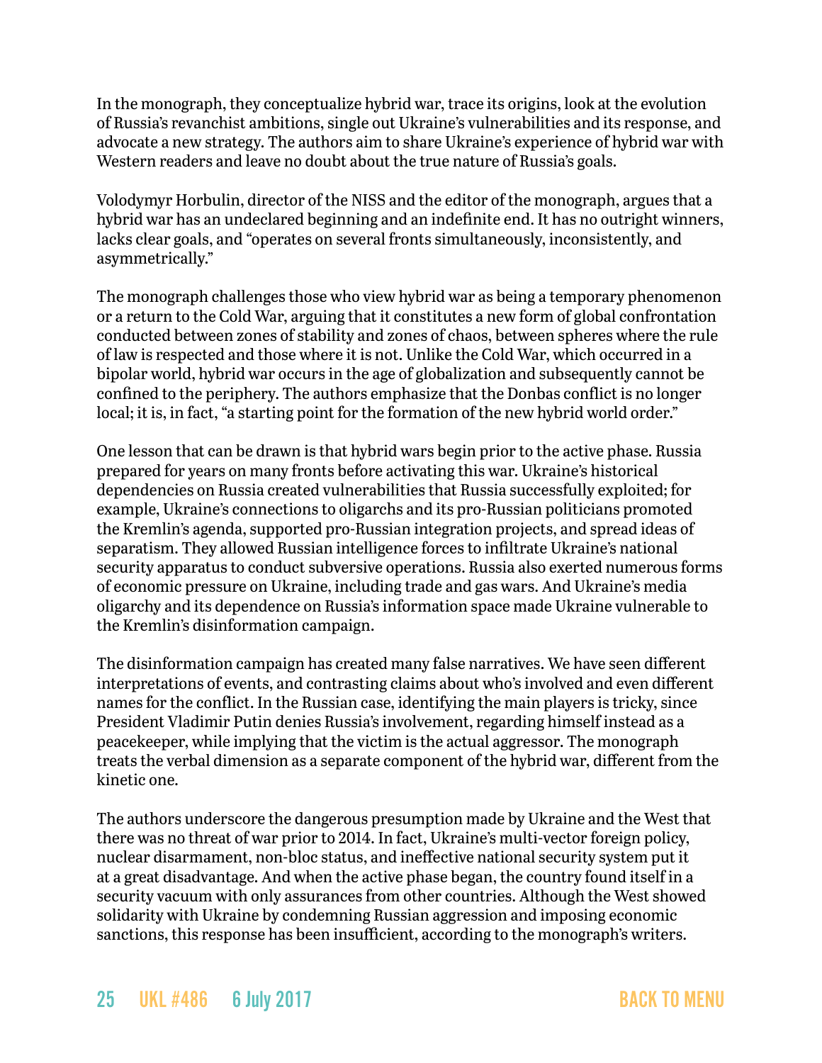In the monograph, they conceptualize hybrid war, trace its origins, look at the evolution of Russia's revanchist ambitions, single out Ukraine's vulnerabilities and its response, and advocate a new strategy. The authors aim to share Ukraine's experience of hybrid war with Western readers and leave no doubt about the true nature of Russia's goals.

Volodymyr Horbulin, director of the NISS and the editor of the monograph, argues that a hybrid war has an undeclared beginning and an indefinite end. It has no outright winners, lacks clear goals, and "operates on several fronts simultaneously, inconsistently, and asymmetrically."

The monograph challenges those who view hybrid war as being a temporary phenomenon or a return to the Cold War, arguing that it constitutes a new form of global confrontation conducted between zones of stability and zones of chaos, between spheres where the rule of law is respected and those where it is not. Unlike the Cold War, which occurred in a bipolar world, hybrid war occurs in the age of globalization and subsequently cannot be confined to the periphery. The authors emphasize that the Donbas conflict is no longer local; it is, in fact, "a starting point for the formation of the new hybrid world order."

One lesson that can be drawn is that hybrid wars begin prior to the active phase. Russia prepared for years on many fronts before activating this war. Ukraine's historical dependencies on Russia created vulnerabilities that Russia successfully exploited; for example, Ukraine's connections to oligarchs and its pro-Russian politicians promoted the Kremlin's agenda, supported pro-Russian integration projects, and spread ideas of separatism. They allowed Russian intelligence forces to infiltrate Ukraine's national security apparatus to conduct subversive operations. Russia also exerted numerous forms of economic pressure on Ukraine, including trade and gas wars. And Ukraine's media oligarchy and its dependence on Russia's information space made Ukraine vulnerable to the Kremlin's disinformation campaign.

The disinformation campaign has created many false narratives. We have seen different interpretations of events, and contrasting claims about who's involved and even different names for the conflict. In the Russian case, identifying the main players is tricky, since President Vladimir Putin denies Russia's involvement, regarding himself instead as a peacekeeper, while implying that the victim is the actual aggressor. The monograph treats the verbal dimension as a separate component of the hybrid war, different from the kinetic one.

The authors underscore the dangerous presumption made by Ukraine and the West that there was no threat of war prior to 2014. In fact, Ukraine's multi-vector foreign policy, nuclear disarmament, non-bloc status, and ineffective national security system put it at a great disadvantage. And when the active phase began, the country found itself in a security vacuum with only assurances from other countries. Although the West showed solidarity with Ukraine by condemning Russian aggression and imposing economic sanctions, this response has been insufficient, according to the monograph's writers.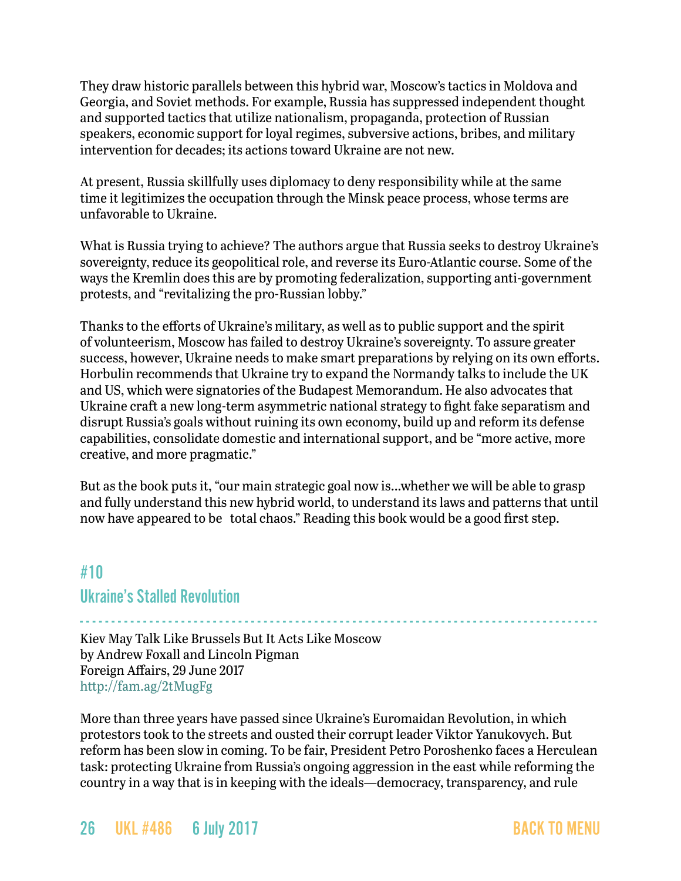They draw historic parallels between this hybrid war, Moscow's tactics in Moldova and Georgia, and Soviet methods. For example, Russia has suppressed independent thought and supported tactics that utilize nationalism, propaganda, protection of Russian speakers, economic support for loyal regimes, subversive actions, bribes, and military intervention for decades; its actions toward Ukraine are not new.

At present, Russia skillfully uses diplomacy to deny responsibility while at the same time it legitimizes the occupation through the Minsk peace process, whose terms are unfavorable to Ukraine.

What is Russia trying to achieve? The authors argue that Russia seeks to destroy Ukraine's sovereignty, reduce its geopolitical role, and reverse its Euro-Atlantic course. Some of the ways the Kremlin does this are by promoting federalization, supporting anti-government protests, and "revitalizing the pro-Russian lobby."

Thanks to the efforts of Ukraine's military, as well as to public support and the spirit of volunteerism, Moscow has failed to destroy Ukraine's sovereignty. To assure greater success, however, Ukraine needs to make smart preparations by relying on its own efforts. Horbulin recommends that Ukraine try to expand the Normandy talks to include the UK and US, which were signatories of the Budapest Memorandum. He also advocates that Ukraine craft a new long-term asymmetric national strategy to fight fake separatism and disrupt Russia's goals without ruining its own economy, build up and reform its defense capabilities, consolidate domestic and international support, and be "more active, more creative, and more pragmatic."

But as the book puts it, "our main strategic goal now is…whether we will be able to grasp and fully understand this new hybrid world, to understand its laws and patterns that until now have appeared to be total chaos." Reading this book would be a good first step.

## #10
## Ukraine's Stalled Revolution

Kiev May Talk Like Brussels But It Acts Like Moscow
by Andrew Foxall and Lincoln Pigman
Foreign Affairs, 29 June 2017
http://fam.ag/2tMugFg

More than three years have passed since Ukraine's Euromaidan Revolution, in which protestors took to the streets and ousted their corrupt leader Viktor Yanukovych. But reform has been slow in coming. To be fair, President Petro Poroshenko faces a Herculean task: protecting Ukraine from Russia's ongoing aggression in the east while reforming the country in a way that is in keeping with the ideals—democracy, transparency, and rule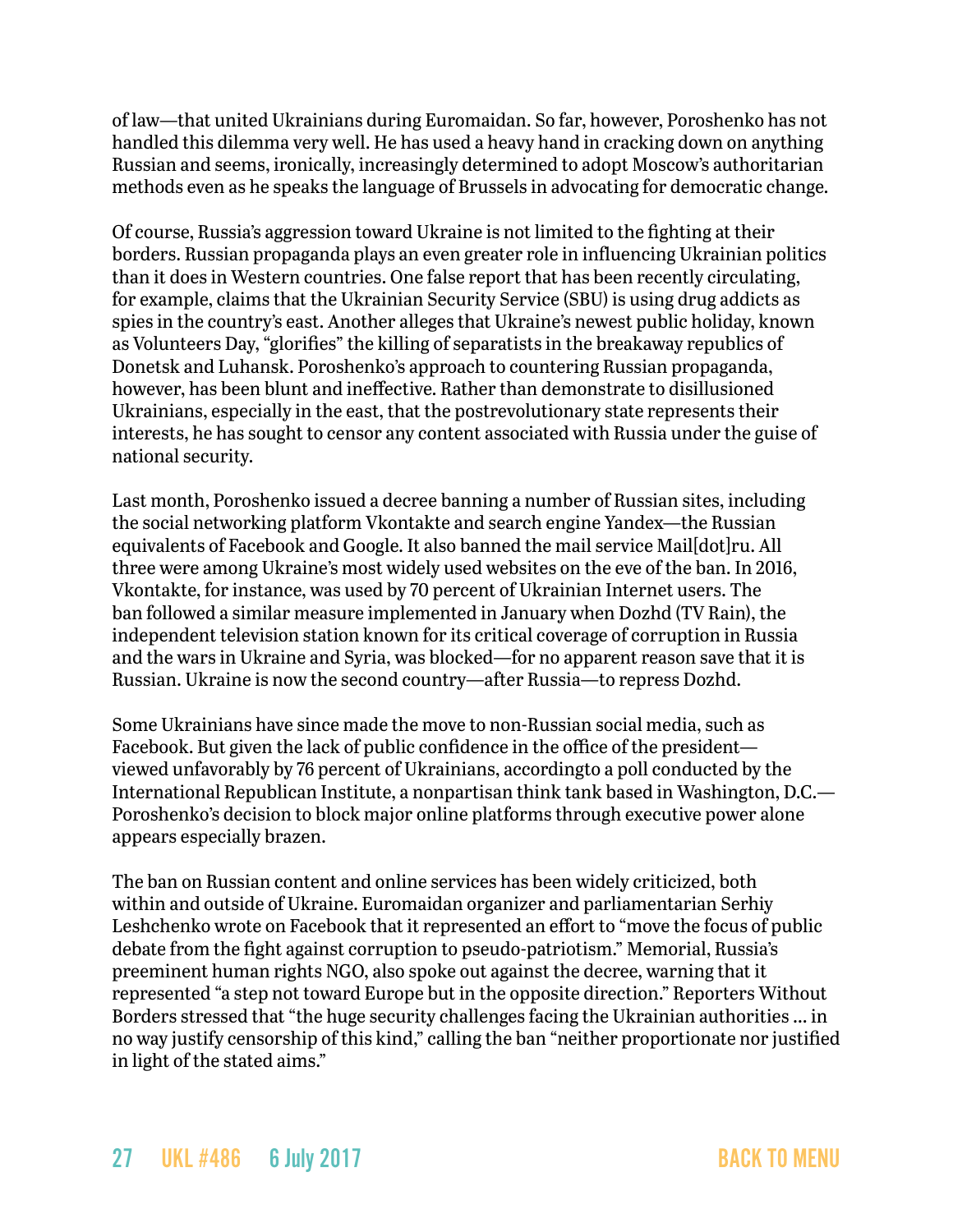of law—that united Ukrainians during Euromaidan. So far, however, Poroshenko has not handled this dilemma very well. He has used a heavy hand in cracking down on anything Russian and seems, ironically, increasingly determined to adopt Moscow's authoritarian methods even as he speaks the language of Brussels in advocating for democratic change.

Of course, Russia's aggression toward Ukraine is not limited to the fighting at their borders. Russian propaganda plays an even greater role in influencing Ukrainian politics than it does in Western countries. One false report that has been recently circulating, for example, claims that the Ukrainian Security Service (SBU) is using drug addicts as spies in the country's east. Another alleges that Ukraine's newest public holiday, known as Volunteers Day, "glorifies" the killing of separatists in the breakaway republics of Donetsk and Luhansk. Poroshenko's approach to countering Russian propaganda, however, has been blunt and ineffective. Rather than demonstrate to disillusioned Ukrainians, especially in the east, that the postrevolutionary state represents their interests, he has sought to censor any content associated with Russia under the guise of national security.

Last month, Poroshenko issued a decree banning a number of Russian sites, including the social networking platform Vkontakte and search engine Yandex—the Russian equivalents of Facebook and Google. It also banned the mail service Mail[dot]ru. All three were among Ukraine's most widely used websites on the eve of the ban. In 2016, Vkontakte, for instance, was used by 70 percent of Ukrainian Internet users. The ban followed a similar measure implemented in January when Dozhd (TV Rain), the independent television station known for its critical coverage of corruption in Russia and the wars in Ukraine and Syria, was blocked—for no apparent reason save that it is Russian. Ukraine is now the second country—after Russia—to repress Dozhd.

Some Ukrainians have since made the move to non-Russian social media, such as Facebook. But given the lack of public confidence in the office of the president—viewed unfavorably by 76 percent of Ukrainians, accordingto a poll conducted by the International Republican Institute, a nonpartisan think tank based in Washington, D.C.—Poroshenko's decision to block major online platforms through executive power alone appears especially brazen.

The ban on Russian content and online services has been widely criticized, both within and outside of Ukraine. Euromaidan organizer and parliamentarian Serhiy Leshchenko wrote on Facebook that it represented an effort to "move the focus of public debate from the fight against corruption to pseudo-patriotism." Memorial, Russia's preeminent human rights NGO, also spoke out against the decree, warning that it represented "a step not toward Europe but in the opposite direction." Reporters Without Borders stressed that "the huge security challenges facing the Ukrainian authorities … in no way justify censorship of this kind," calling the ban "neither proportionate nor justified in light of the stated aims."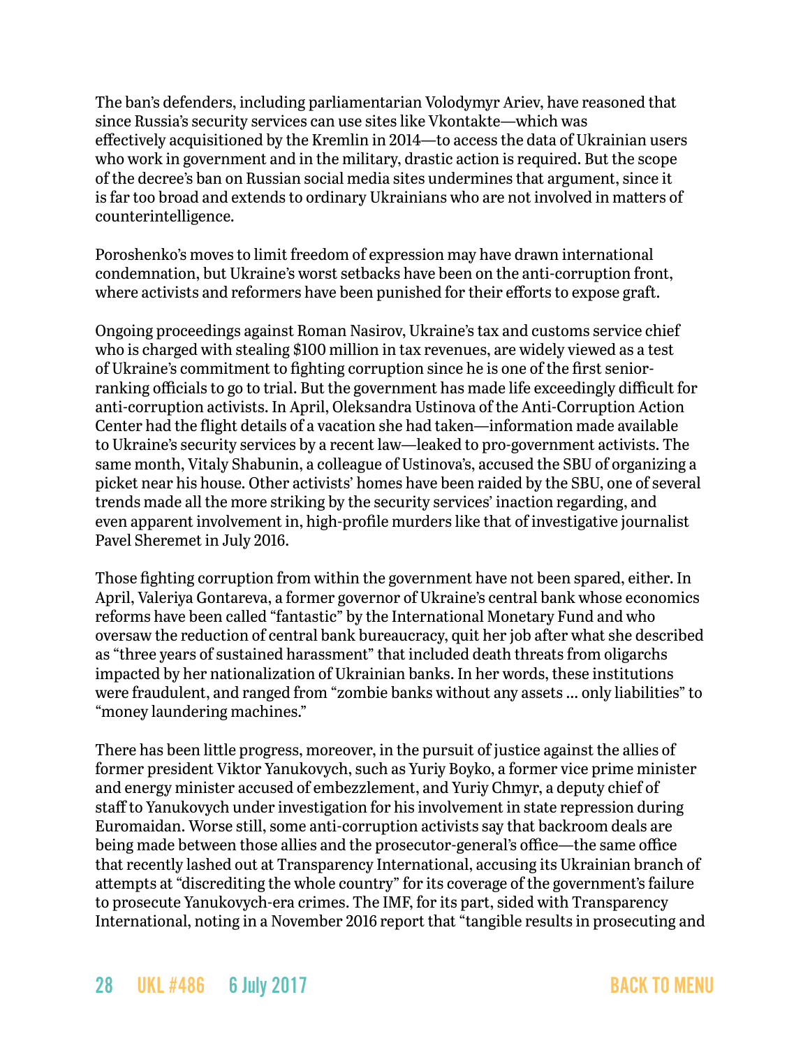The ban's defenders, including parliamentarian Volodymyr Ariev, have reasoned that since Russia's security services can use sites like Vkontakte—which was effectively acquisitioned by the Kremlin in 2014—to access the data of Ukrainian users who work in government and in the military, drastic action is required. But the scope of the decree's ban on Russian social media sites undermines that argument, since it is far too broad and extends to ordinary Ukrainians who are not involved in matters of counterintelligence.

Poroshenko's moves to limit freedom of expression may have drawn international condemnation, but Ukraine's worst setbacks have been on the anti-corruption front, where activists and reformers have been punished for their efforts to expose graft.

Ongoing proceedings against Roman Nasirov, Ukraine's tax and customs service chief who is charged with stealing $100 million in tax revenues, are widely viewed as a test of Ukraine's commitment to fighting corruption since he is one of the first senior-ranking officials to go to trial. But the government has made life exceedingly difficult for anti-corruption activists. In April, Oleksandra Ustinova of the Anti-Corruption Action Center had the flight details of a vacation she had taken—information made available to Ukraine's security services by a recent law—leaked to pro-government activists. The same month, Vitaly Shabunin, a colleague of Ustinova's, accused the SBU of organizing a picket near his house. Other activists' homes have been raided by the SBU, one of several trends made all the more striking by the security services' inaction regarding, and even apparent involvement in, high-profile murders like that of investigative journalist Pavel Sheremet in July 2016.

Those fighting corruption from within the government have not been spared, either. In April, Valeriya Gontareva, a former governor of Ukraine's central bank whose economics reforms have been called "fantastic" by the International Monetary Fund and who oversaw the reduction of central bank bureaucracy, quit her job after what she described as "three years of sustained harassment" that included death threats from oligarchs impacted by her nationalization of Ukrainian banks. In her words, these institutions were fraudulent, and ranged from "zombie banks without any assets … only liabilities" to "money laundering machines."

There has been little progress, moreover, in the pursuit of justice against the allies of former president Viktor Yanukovych, such as Yuriy Boyko, a former vice prime minister and energy minister accused of embezzlement, and Yuriy Chmyr, a deputy chief of staff to Yanukovych under investigation for his involvement in state repression during Euromaidan. Worse still, some anti-corruption activists say that backroom deals are being made between those allies and the prosecutor-general's office—the same office that recently lashed out at Transparency International, accusing its Ukrainian branch of attempts at "discrediting the whole country" for its coverage of the government's failure to prosecute Yanukovych-era crimes. The IMF, for its part, sided with Transparency International, noting in a November 2016 report that "tangible results in prosecuting and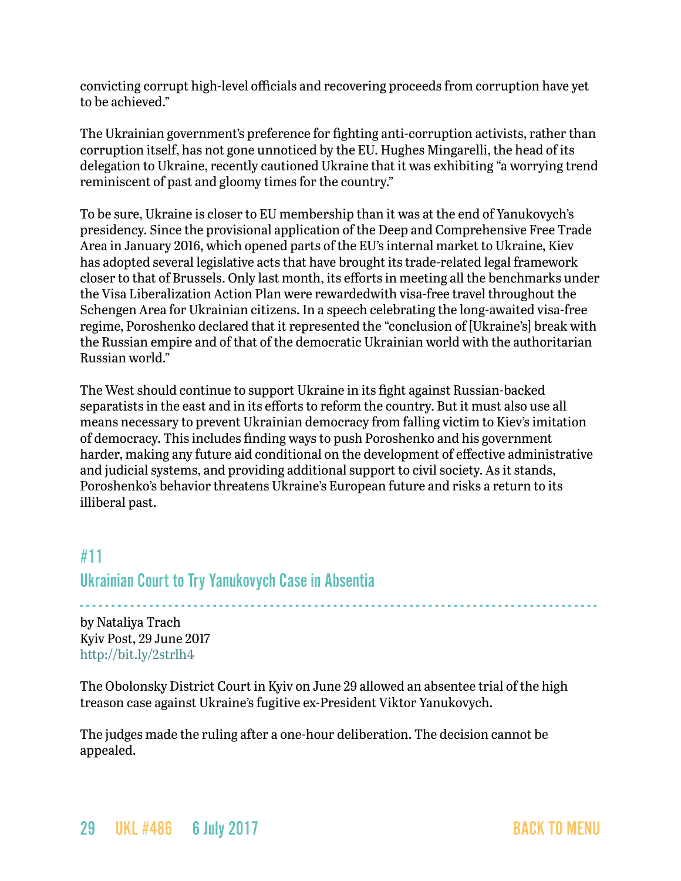convicting corrupt high-level officials and recovering proceeds from corruption have yet to be achieved."

The Ukrainian government's preference for fighting anti-corruption activists, rather than corruption itself, has not gone unnoticed by the EU. Hughes Mingarelli, the head of its delegation to Ukraine, recently cautioned Ukraine that it was exhibiting "a worrying trend reminiscent of past and gloomy times for the country."

To be sure, Ukraine is closer to EU membership than it was at the end of Yanukovych's presidency. Since the provisional application of the Deep and Comprehensive Free Trade Area in January 2016, which opened parts of the EU's internal market to Ukraine, Kiev has adopted several legislative acts that have brought its trade-related legal framework closer to that of Brussels. Only last month, its efforts in meeting all the benchmarks under the Visa Liberalization Action Plan were rewardedwith visa-free travel throughout the Schengen Area for Ukrainian citizens. In a speech celebrating the long-awaited visa-free regime, Poroshenko declared that it represented the "conclusion of [Ukraine's] break with the Russian empire and of that of the democratic Ukrainian world with the authoritarian Russian world."

The West should continue to support Ukraine in its fight against Russian-backed separatists in the east and in its efforts to reform the country. But it must also use all means necessary to prevent Ukrainian democracy from falling victim to Kiev's imitation of democracy. This includes finding ways to push Poroshenko and his government harder, making any future aid conditional on the development of effective administrative and judicial systems, and providing additional support to civil society. As it stands, Poroshenko's behavior threatens Ukraine's European future and risks a return to its illiberal past.

## #11
## Ukrainian Court to Try Yanukovych Case in Absentia

by Nataliya Trach
Kyiv Post, 29 June 2017
http://bit.ly/2strlh4

The Obolonsky District Court in Kyiv on June 29 allowed an absentee trial of the high treason case against Ukraine's fugitive ex-President Viktor Yanukovych.

The judges made the ruling after a one-hour deliberation. The decision cannot be appealed.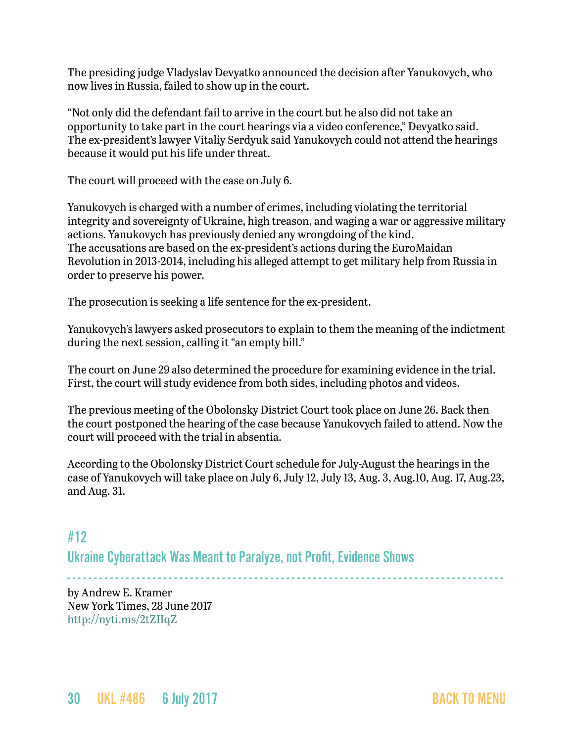The presiding judge Vladyslav Devyatko announced the decision after Yanukovych, who now lives in Russia, failed to show up in the court.

"Not only did the defendant fail to arrive in the court but he also did not take an opportunity to take part in the court hearings via a video conference," Devyatko said. The ex-president's lawyer Vitaliy Serdyuk said Yanukovych could not attend the hearings because it would put his life under threat.

The court will proceed with the case on July 6.

Yanukovych is charged with a number of crimes, including violating the territorial integrity and sovereignty of Ukraine, high treason, and waging a war or aggressive military actions. Yanukovych has previously denied any wrongdoing of the kind. The accusations are based on the ex-president's actions during the EuroMaidan Revolution in 2013-2014, including his alleged attempt to get military help from Russia in order to preserve his power.

The prosecution is seeking a life sentence for the ex-president.

Yanukovych's lawyers asked prosecutors to explain to them the meaning of the indictment during the next session, calling it "an empty bill."

The court on June 29 also determined the procedure for examining evidence in the trial. First, the court will study evidence from both sides, including photos and videos.

The previous meeting of the Obolonsky District Court took place on June 26. Back then the court postponed the hearing of the case because Yanukovych failed to attend. Now the court will proceed with the trial in absentia.

According to the Obolonsky District Court schedule for July-August the hearings in the case of Yanukovych will take place on July 6, July 12, July 13, Aug. 3, Aug.10, Aug. 17, Aug.23, and Aug. 31.

## #12
## Ukraine Cyberattack Was Meant to Paralyze, not Profit, Evidence Shows

by Andrew E. Kramer
New York Times, 28 June 2017
http://nyti.ms/2tZIIqZ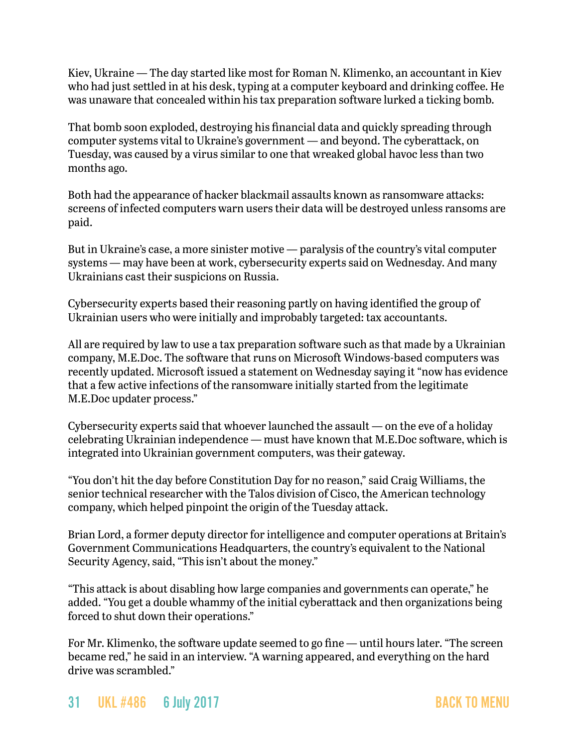Kiev, Ukraine — The day started like most for Roman N. Klimenko, an accountant in Kiev who had just settled in at his desk, typing at a computer keyboard and drinking coffee. He was unaware that concealed within his tax preparation software lurked a ticking bomb.

That bomb soon exploded, destroying his financial data and quickly spreading through computer systems vital to Ukraine's government — and beyond. The cyberattack, on Tuesday, was caused by a virus similar to one that wreaked global havoc less than two months ago.

Both had the appearance of hacker blackmail assaults known as ransomware attacks: screens of infected computers warn users their data will be destroyed unless ransoms are paid.

But in Ukraine's case, a more sinister motive — paralysis of the country's vital computer systems — may have been at work, cybersecurity experts said on Wednesday. And many Ukrainians cast their suspicions on Russia.

Cybersecurity experts based their reasoning partly on having identified the group of Ukrainian users who were initially and improbably targeted: tax accountants.

All are required by law to use a tax preparation software such as that made by a Ukrainian company, M.E.Doc. The software that runs on Microsoft Windows-based computers was recently updated. Microsoft issued a statement on Wednesday saying it "now has evidence that a few active infections of the ransomware initially started from the legitimate M.E.Doc updater process."

Cybersecurity experts said that whoever launched the assault — on the eve of a holiday celebrating Ukrainian independence — must have known that M.E.Doc software, which is integrated into Ukrainian government computers, was their gateway.

"You don't hit the day before Constitution Day for no reason," said Craig Williams, the senior technical researcher with the Talos division of Cisco, the American technology company, which helped pinpoint the origin of the Tuesday attack.

Brian Lord, a former deputy director for intelligence and computer operations at Britain's Government Communications Headquarters, the country's equivalent to the National Security Agency, said, "This isn't about the money."

"This attack is about disabling how large companies and governments can operate," he added. "You get a double whammy of the initial cyberattack and then organizations being forced to shut down their operations."

For Mr. Klimenko, the software update seemed to go fine — until hours later. "The screen became red," he said in an interview. "A warning appeared, and everything on the hard drive was scrambled."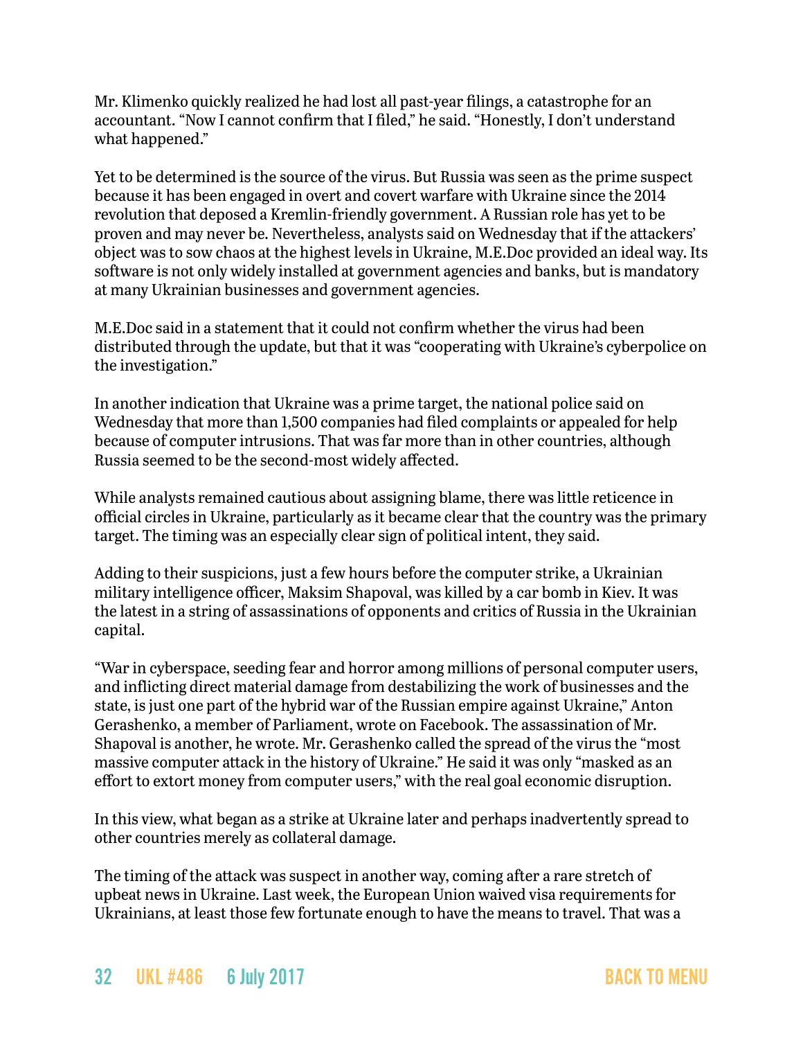Mr. Klimenko quickly realized he had lost all past-year filings, a catastrophe for an accountant. "Now I cannot confirm that I filed," he said. "Honestly, I don't understand what happened."

Yet to be determined is the source of the virus. But Russia was seen as the prime suspect because it has been engaged in overt and covert warfare with Ukraine since the 2014 revolution that deposed a Kremlin-friendly government. A Russian role has yet to be proven and may never be. Nevertheless, analysts said on Wednesday that if the attackers' object was to sow chaos at the highest levels in Ukraine, M.E.Doc provided an ideal way. Its software is not only widely installed at government agencies and banks, but is mandatory at many Ukrainian businesses and government agencies.

M.E.Doc said in a statement that it could not confirm whether the virus had been distributed through the update, but that it was "cooperating with Ukraine's cyberpolice on the investigation."

In another indication that Ukraine was a prime target, the national police said on Wednesday that more than 1,500 companies had filed complaints or appealed for help because of computer intrusions. That was far more than in other countries, although Russia seemed to be the second-most widely affected.

While analysts remained cautious about assigning blame, there was little reticence in official circles in Ukraine, particularly as it became clear that the country was the primary target. The timing was an especially clear sign of political intent, they said.

Adding to their suspicions, just a few hours before the computer strike, a Ukrainian military intelligence officer, Maksim Shapoval, was killed by a car bomb in Kiev. It was the latest in a string of assassinations of opponents and critics of Russia in the Ukrainian capital.

"War in cyberspace, seeding fear and horror among millions of personal computer users, and inflicting direct material damage from destabilizing the work of businesses and the state, is just one part of the hybrid war of the Russian empire against Ukraine," Anton Gerashenko, a member of Parliament, wrote on Facebook. The assassination of Mr. Shapoval is another, he wrote. Mr. Gerashenko called the spread of the virus the "most massive computer attack in the history of Ukraine." He said it was only "masked as an effort to extort money from computer users," with the real goal economic disruption.

In this view, what began as a strike at Ukraine later and perhaps inadvertently spread to other countries merely as collateral damage.

The timing of the attack was suspect in another way, coming after a rare stretch of upbeat news in Ukraine. Last week, the European Union waived visa requirements for Ukrainians, at least those few fortunate enough to have the means to travel. That was a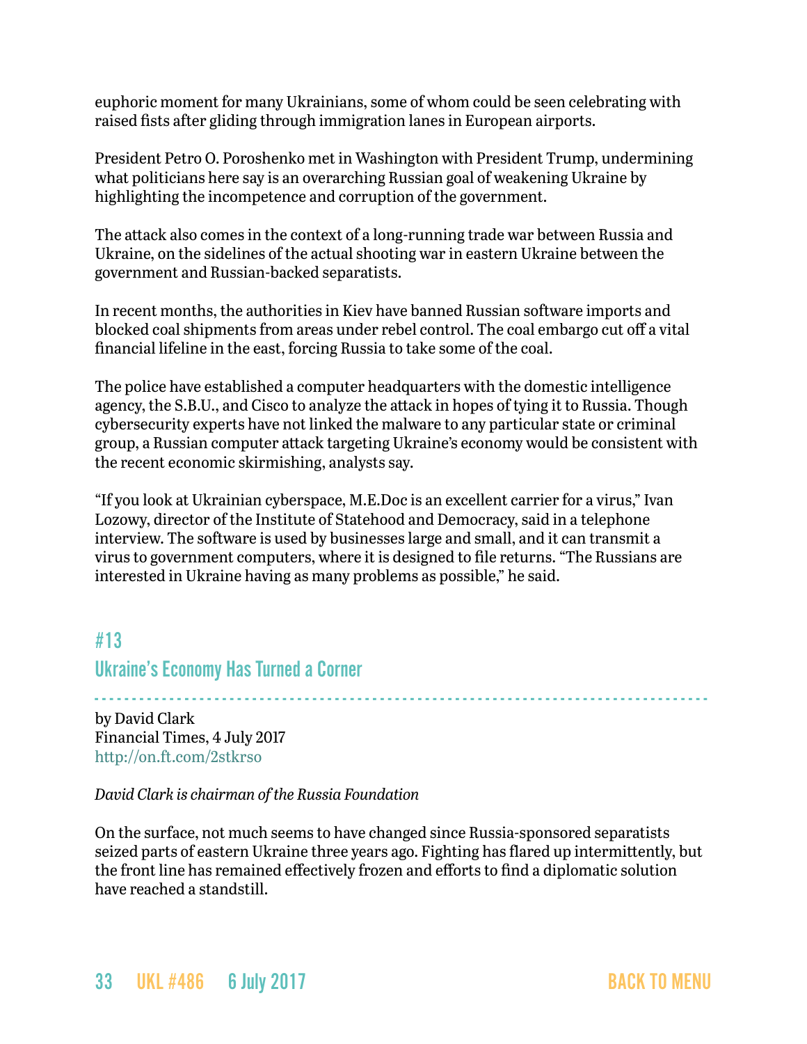euphoric moment for many Ukrainians, some of whom could be seen celebrating with raised fists after gliding through immigration lanes in European airports.

President Petro O. Poroshenko met in Washington with President Trump, undermining what politicians here say is an overarching Russian goal of weakening Ukraine by highlighting the incompetence and corruption of the government.

The attack also comes in the context of a long-running trade war between Russia and Ukraine, on the sidelines of the actual shooting war in eastern Ukraine between the government and Russian-backed separatists.

In recent months, the authorities in Kiev have banned Russian software imports and blocked coal shipments from areas under rebel control. The coal embargo cut off a vital financial lifeline in the east, forcing Russia to take some of the coal.

The police have established a computer headquarters with the domestic intelligence agency, the S.B.U., and Cisco to analyze the attack in hopes of tying it to Russia. Though cybersecurity experts have not linked the malware to any particular state or criminal group, a Russian computer attack targeting Ukraine's economy would be consistent with the recent economic skirmishing, analysts say.

"If you look at Ukrainian cyberspace, M.E.Doc is an excellent carrier for a virus," Ivan Lozowy, director of the Institute of Statehood and Democracy, said in a telephone interview. The software is used by businesses large and small, and it can transmit a virus to government computers, where it is designed to file returns. "The Russians are interested in Ukraine having as many problems as possible," he said.

## #13
## Ukraine's Economy Has Turned a Corner

by David Clark
Financial Times, 4 July 2017
http://on.ft.com/2stkrso

*David Clark is chairman of the Russia Foundation*

On the surface, not much seems to have changed since Russia-sponsored separatists seized parts of eastern Ukraine three years ago. Fighting has flared up intermittently, but the front line has remained effectively frozen and efforts to find a diplomatic solution have reached a standstill.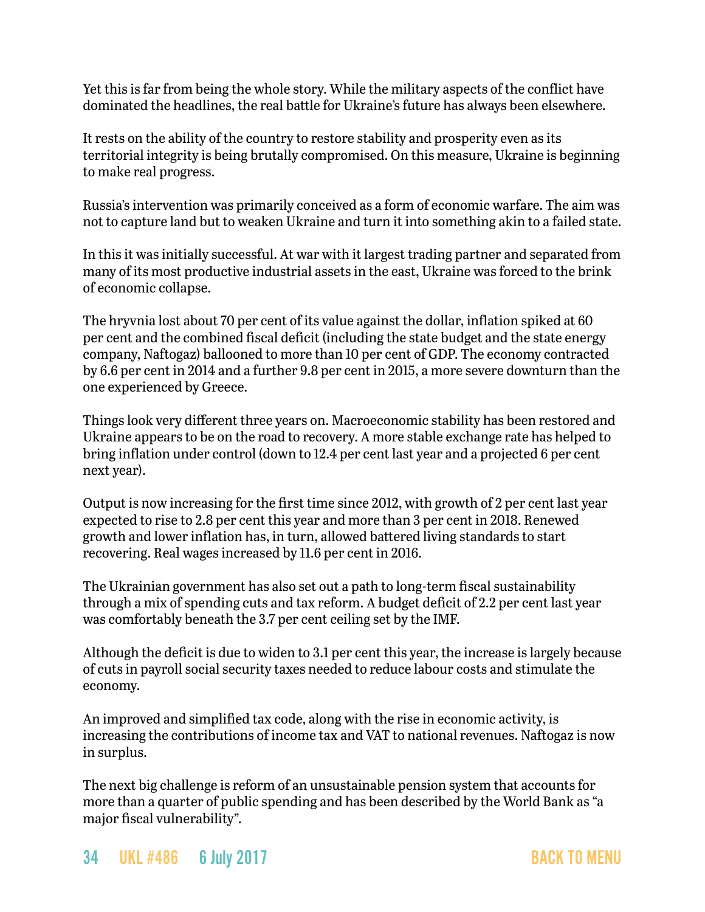Yet this is far from being the whole story. While the military aspects of the conflict have dominated the headlines, the real battle for Ukraine's future has always been elsewhere.

It rests on the ability of the country to restore stability and prosperity even as its territorial integrity is being brutally compromised. On this measure, Ukraine is beginning to make real progress.

Russia's intervention was primarily conceived as a form of economic warfare. The aim was not to capture land but to weaken Ukraine and turn it into something akin to a failed state.

In this it was initially successful. At war with it largest trading partner and separated from many of its most productive industrial assets in the east, Ukraine was forced to the brink of economic collapse.

The hryvnia lost about 70 per cent of its value against the dollar, inflation spiked at 60 per cent and the combined fiscal deficit (including the state budget and the state energy company, Naftogaz) ballooned to more than 10 per cent of GDP. The economy contracted by 6.6 per cent in 2014 and a further 9.8 per cent in 2015, a more severe downturn than the one experienced by Greece.

Things look very different three years on. Macroeconomic stability has been restored and Ukraine appears to be on the road to recovery. A more stable exchange rate has helped to bring inflation under control (down to 12.4 per cent last year and a projected 6 per cent next year).

Output is now increasing for the first time since 2012, with growth of 2 per cent last year expected to rise to 2.8 per cent this year and more than 3 per cent in 2018. Renewed growth and lower inflation has, in turn, allowed battered living standards to start recovering. Real wages increased by 11.6 per cent in 2016.

The Ukrainian government has also set out a path to long-term fiscal sustainability through a mix of spending cuts and tax reform. A budget deficit of 2.2 per cent last year was comfortably beneath the 3.7 per cent ceiling set by the IMF.

Although the deficit is due to widen to 3.1 per cent this year, the increase is largely because of cuts in payroll social security taxes needed to reduce labour costs and stimulate the economy.

An improved and simplified tax code, along with the rise in economic activity, is increasing the contributions of income tax and VAT to national revenues. Naftogaz is now in surplus.

The next big challenge is reform of an unsustainable pension system that accounts for more than a quarter of public spending and has been described by the World Bank as "a major fiscal vulnerability".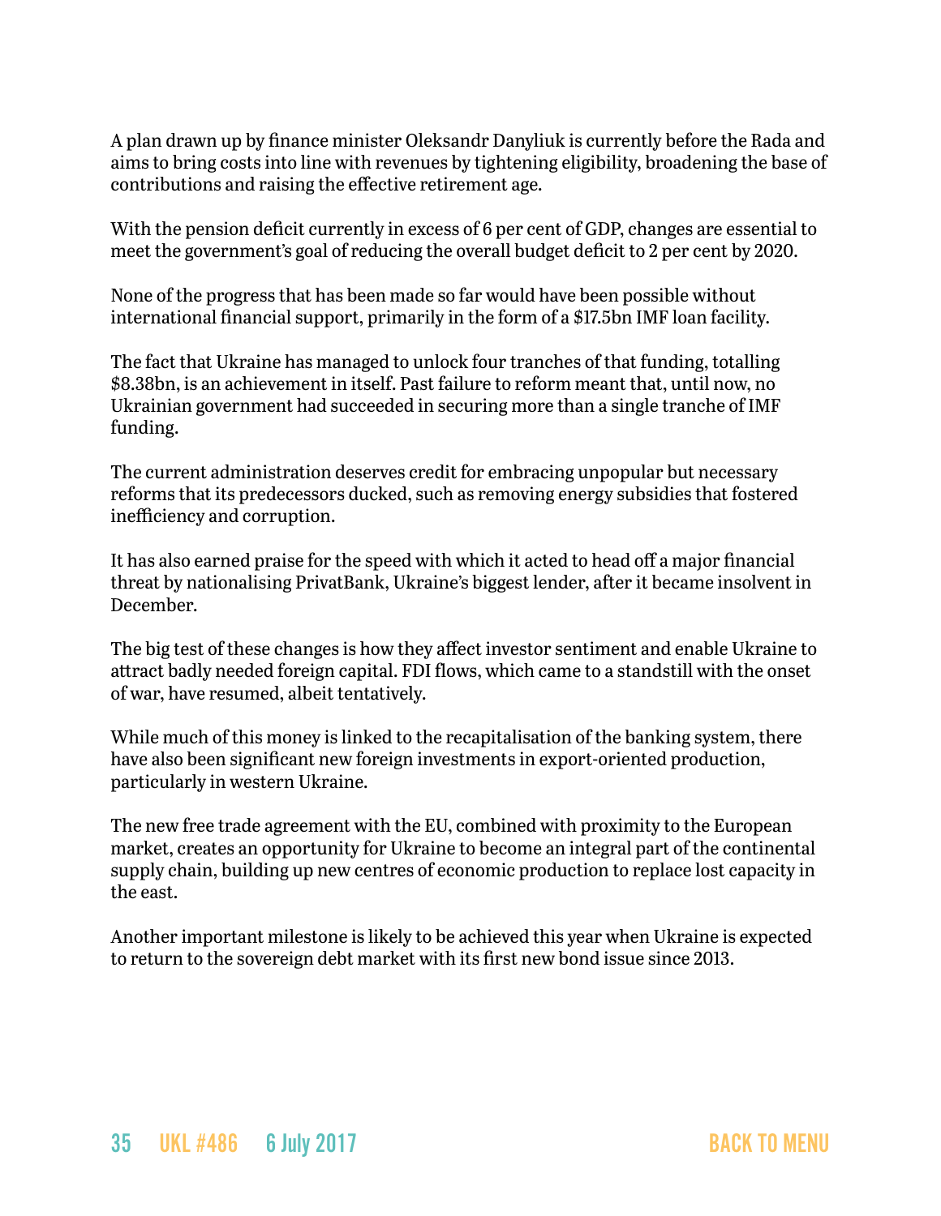A plan drawn up by finance minister Oleksandr Danyliuk is currently before the Rada and aims to bring costs into line with revenues by tightening eligibility, broadening the base of contributions and raising the effective retirement age.

With the pension deficit currently in excess of 6 per cent of GDP, changes are essential to meet the government's goal of reducing the overall budget deficit to 2 per cent by 2020.

None of the progress that has been made so far would have been possible without international financial support, primarily in the form of a $17.5bn IMF loan facility.

The fact that Ukraine has managed to unlock four tranches of that funding, totalling $8.38bn, is an achievement in itself. Past failure to reform meant that, until now, no Ukrainian government had succeeded in securing more than a single tranche of IMF funding.

The current administration deserves credit for embracing unpopular but necessary reforms that its predecessors ducked, such as removing energy subsidies that fostered inefficiency and corruption.

It has also earned praise for the speed with which it acted to head off a major financial threat by nationalising PrivatBank, Ukraine's biggest lender, after it became insolvent in December.

The big test of these changes is how they affect investor sentiment and enable Ukraine to attract badly needed foreign capital. FDI flows, which came to a standstill with the onset of war, have resumed, albeit tentatively.

While much of this money is linked to the recapitalisation of the banking system, there have also been significant new foreign investments in export-oriented production, particularly in western Ukraine.

The new free trade agreement with the EU, combined with proximity to the European market, creates an opportunity for Ukraine to become an integral part of the continental supply chain, building up new centres of economic production to replace lost capacity in the east.

Another important milestone is likely to be achieved this year when Ukraine is expected to return to the sovereign debt market with its first new bond issue since 2013.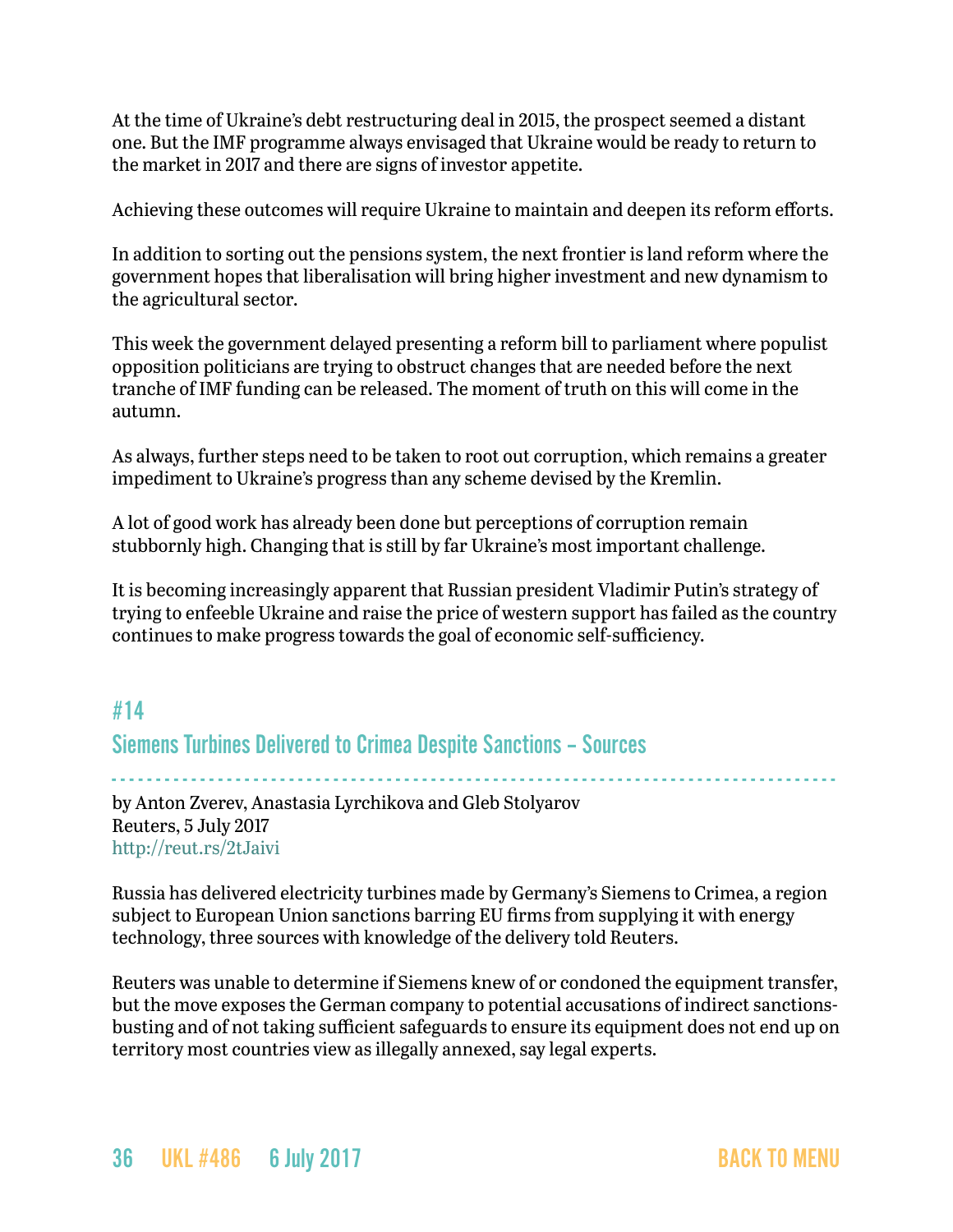At the time of Ukraine's debt restructuring deal in 2015, the prospect seemed a distant one. But the IMF programme always envisaged that Ukraine would be ready to return to the market in 2017 and there are signs of investor appetite.

Achieving these outcomes will require Ukraine to maintain and deepen its reform efforts.

In addition to sorting out the pensions system, the next frontier is land reform where the government hopes that liberalisation will bring higher investment and new dynamism to the agricultural sector.

This week the government delayed presenting a reform bill to parliament where populist opposition politicians are trying to obstruct changes that are needed before the next tranche of IMF funding can be released. The moment of truth on this will come in the autumn.

As always, further steps need to be taken to root out corruption, which remains a greater impediment to Ukraine's progress than any scheme devised by the Kremlin.

A lot of good work has already been done but perceptions of corruption remain stubbornly high. Changing that is still by far Ukraine's most important challenge.

It is becoming increasingly apparent that Russian president Vladimir Putin's strategy of trying to enfeeble Ukraine and raise the price of western support has failed as the country continues to make progress towards the goal of economic self-sufficiency.

## #14

## Siemens Turbines Delivered to Crimea Despite Sanctions – Sources

by Anton Zverev, Anastasia Lyrchikova and Gleb Stolyarov
Reuters, 5 July 2017
http://reut.rs/2tJaivi

Russia has delivered electricity turbines made by Germany's Siemens to Crimea, a region subject to European Union sanctions barring EU firms from supplying it with energy technology, three sources with knowledge of the delivery told Reuters.

Reuters was unable to determine if Siemens knew of or condoned the equipment transfer, but the move exposes the German company to potential accusations of indirect sanctions-busting and of not taking sufficient safeguards to ensure its equipment does not end up on territory most countries view as illegally annexed, say legal experts.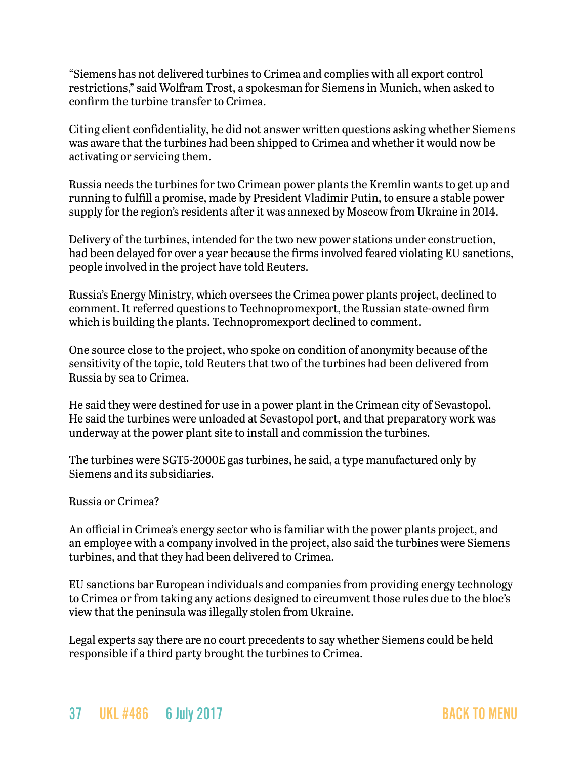"Siemens has not delivered turbines to Crimea and complies with all export control restrictions," said Wolfram Trost, a spokesman for Siemens in Munich, when asked to confirm the turbine transfer to Crimea.

Citing client confidentiality, he did not answer written questions asking whether Siemens was aware that the turbines had been shipped to Crimea and whether it would now be activating or servicing them.

Russia needs the turbines for two Crimean power plants the Kremlin wants to get up and running to fulfill a promise, made by President Vladimir Putin, to ensure a stable power supply for the region's residents after it was annexed by Moscow from Ukraine in 2014.

Delivery of the turbines, intended for the two new power stations under construction, had been delayed for over a year because the firms involved feared violating EU sanctions, people involved in the project have told Reuters.

Russia's Energy Ministry, which oversees the Crimea power plants project, declined to comment. It referred questions to Technopromexport, the Russian state-owned firm which is building the plants. Technopromexport declined to comment.

One source close to the project, who spoke on condition of anonymity because of the sensitivity of the topic, told Reuters that two of the turbines had been delivered from Russia by sea to Crimea.

He said they were destined for use in a power plant in the Crimean city of Sevastopol. He said the turbines were unloaded at Sevastopol port, and that preparatory work was underway at the power plant site to install and commission the turbines.

The turbines were SGT5-2000E gas turbines, he said, a type manufactured only by Siemens and its subsidiaries.

Russia or Crimea?

An official in Crimea's energy sector who is familiar with the power plants project, and an employee with a company involved in the project, also said the turbines were Siemens turbines, and that they had been delivered to Crimea.

EU sanctions bar European individuals and companies from providing energy technology to Crimea or from taking any actions designed to circumvent those rules due to the bloc's view that the peninsula was illegally stolen from Ukraine.

Legal experts say there are no court precedents to say whether Siemens could be held responsible if a third party brought the turbines to Crimea.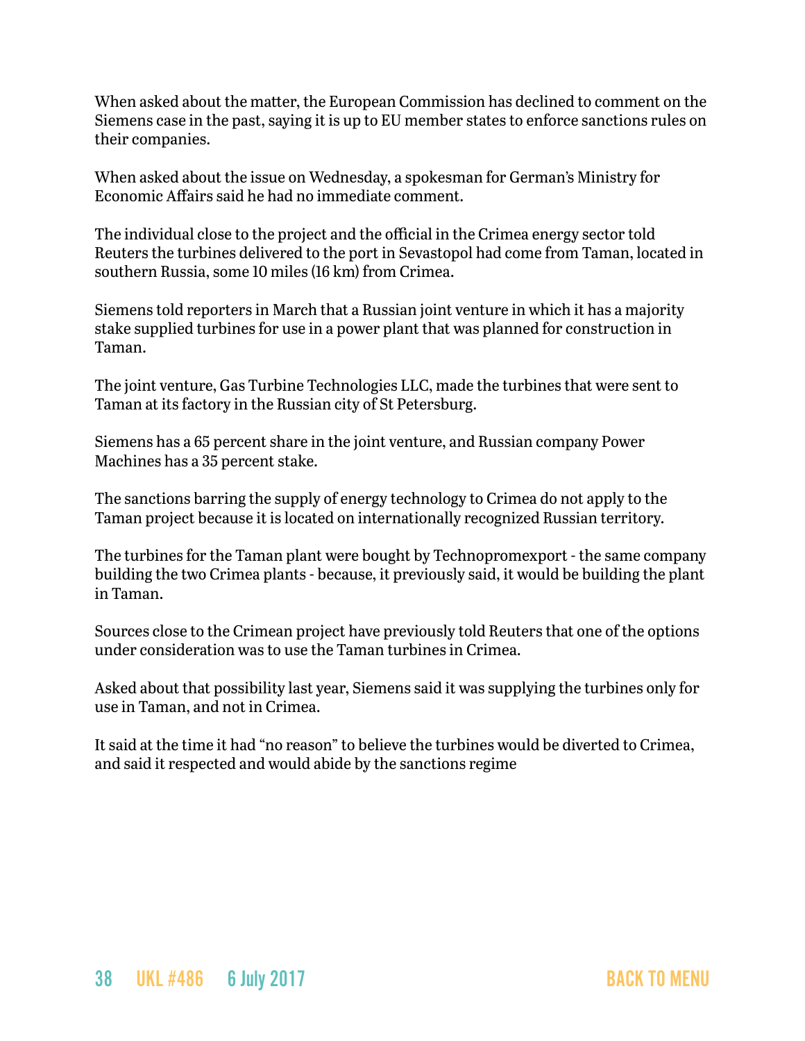When asked about the matter, the European Commission has declined to comment on the Siemens case in the past, saying it is up to EU member states to enforce sanctions rules on their companies.

When asked about the issue on Wednesday, a spokesman for German's Ministry for Economic Affairs said he had no immediate comment.

The individual close to the project and the official in the Crimea energy sector told Reuters the turbines delivered to the port in Sevastopol had come from Taman, located in southern Russia, some 10 miles (16 km) from Crimea.

Siemens told reporters in March that a Russian joint venture in which it has a majority stake supplied turbines for use in a power plant that was planned for construction in Taman.

The joint venture, Gas Turbine Technologies LLC, made the turbines that were sent to Taman at its factory in the Russian city of St Petersburg.

Siemens has a 65 percent share in the joint venture, and Russian company Power Machines has a 35 percent stake.

The sanctions barring the supply of energy technology to Crimea do not apply to the Taman project because it is located on internationally recognized Russian territory.

The turbines for the Taman plant were bought by Technopromexport - the same company building the two Crimea plants - because, it previously said, it would be building the plant in Taman.

Sources close to the Crimean project have previously told Reuters that one of the options under consideration was to use the Taman turbines in Crimea.

Asked about that possibility last year, Siemens said it was supplying the turbines only for use in Taman, and not in Crimea.

It said at the time it had "no reason" to believe the turbines would be diverted to Crimea, and said it respected and would abide by the sanctions regime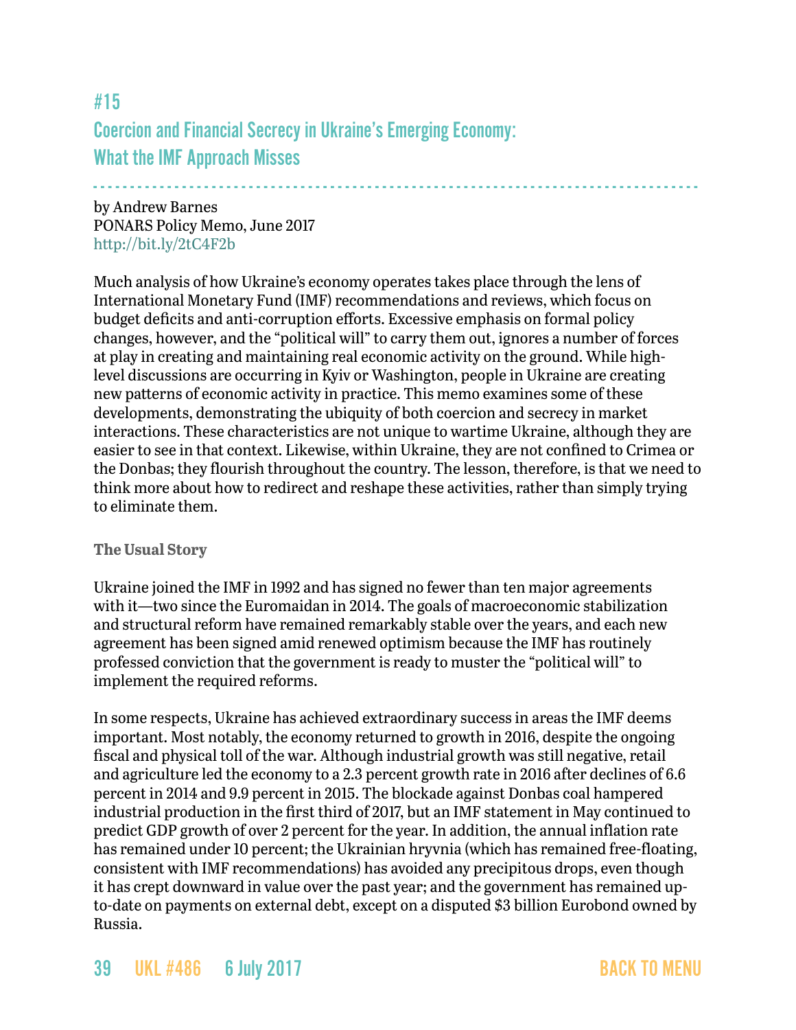## #15

## Coercion and Financial Secrecy in Ukraine's Emerging Economy: What the IMF Approach Misses

by Andrew Barnes
PONARS Policy Memo, June 2017
http://bit.ly/2tC4F2b

Much analysis of how Ukraine's economy operates takes place through the lens of International Monetary Fund (IMF) recommendations and reviews, which focus on budget deficits and anti-corruption efforts. Excessive emphasis on formal policy changes, however, and the "political will" to carry them out, ignores a number of forces at play in creating and maintaining real economic activity on the ground. While high-level discussions are occurring in Kyiv or Washington, people in Ukraine are creating new patterns of economic activity in practice. This memo examines some of these developments, demonstrating the ubiquity of both coercion and secrecy in market interactions. These characteristics are not unique to wartime Ukraine, although they are easier to see in that context. Likewise, within Ukraine, they are not confined to Crimea or the Donbas; they flourish throughout the country. The lesson, therefore, is that we need to think more about how to redirect and reshape these activities, rather than simply trying to eliminate them.

**The Usual Story**

Ukraine joined the IMF in 1992 and has signed no fewer than ten major agreements with it—two since the Euromaidan in 2014. The goals of macroeconomic stabilization and structural reform have remained remarkably stable over the years, and each new agreement has been signed amid renewed optimism because the IMF has routinely professed conviction that the government is ready to muster the "political will" to implement the required reforms.

In some respects, Ukraine has achieved extraordinary success in areas the IMF deems important. Most notably, the economy returned to growth in 2016, despite the ongoing fiscal and physical toll of the war. Although industrial growth was still negative, retail and agriculture led the economy to a 2.3 percent growth rate in 2016 after declines of 6.6 percent in 2014 and 9.9 percent in 2015. The blockade against Donbas coal hampered industrial production in the first third of 2017, but an IMF statement in May continued to predict GDP growth of over 2 percent for the year. In addition, the annual inflation rate has remained under 10 percent; the Ukrainian hryvnia (which has remained free-floating, consistent with IMF recommendations) has avoided any precipitous drops, even though it has crept downward in value over the past year; and the government has remained up-to-date on payments on external debt, except on a disputed $3 billion Eurobond owned by Russia.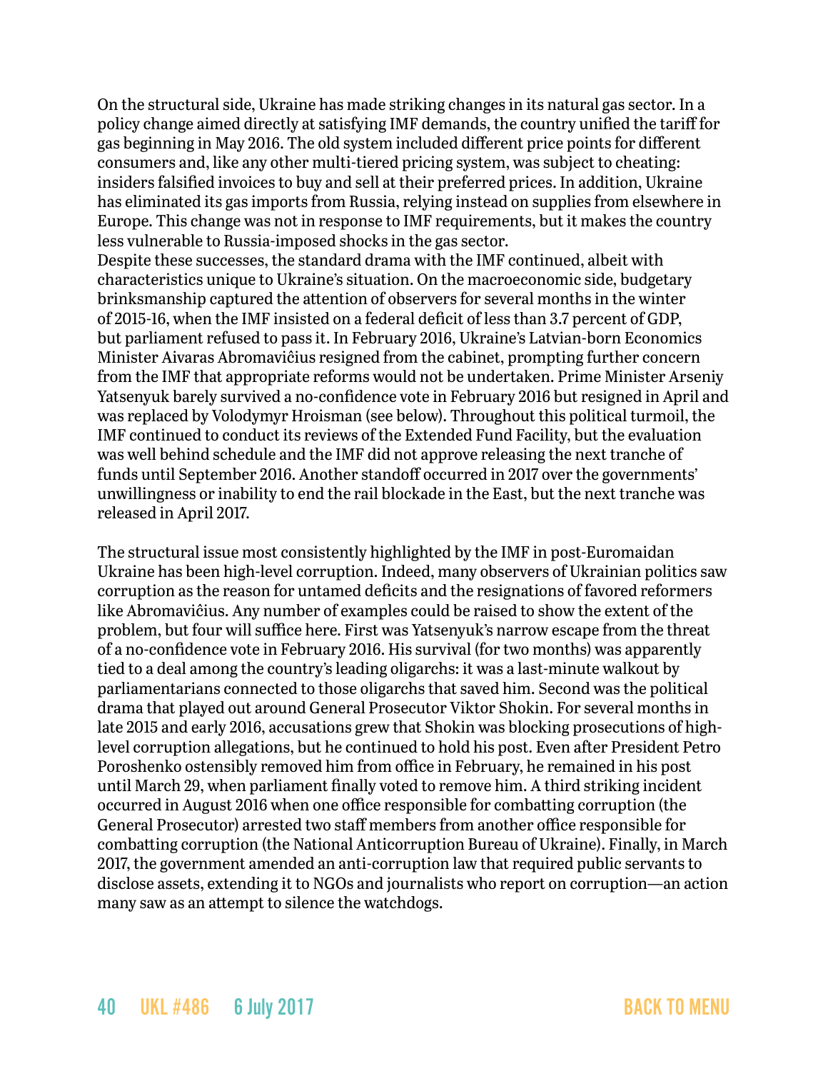On the structural side, Ukraine has made striking changes in its natural gas sector. In a policy change aimed directly at satisfying IMF demands, the country unified the tariff for gas beginning in May 2016. The old system included different price points for different consumers and, like any other multi-tiered pricing system, was subject to cheating: insiders falsified invoices to buy and sell at their preferred prices. In addition, Ukraine has eliminated its gas imports from Russia, relying instead on supplies from elsewhere in Europe. This change was not in response to IMF requirements, but it makes the country less vulnerable to Russia-imposed shocks in the gas sector.

Despite these successes, the standard drama with the IMF continued, albeit with characteristics unique to Ukraine's situation. On the macroeconomic side, budgetary brinksmanship captured the attention of observers for several months in the winter of 2015-16, when the IMF insisted on a federal deficit of less than 3.7 percent of GDP, but parliament refused to pass it. In February 2016, Ukraine's Latvian-born Economics Minister Aivaras Abromavičius resigned from the cabinet, prompting further concern from the IMF that appropriate reforms would not be undertaken. Prime Minister Arseniy Yatsenyuk barely survived a no-confidence vote in February 2016 but resigned in April and was replaced by Volodymyr Hroisman (see below). Throughout this political turmoil, the IMF continued to conduct its reviews of the Extended Fund Facility, but the evaluation was well behind schedule and the IMF did not approve releasing the next tranche of funds until September 2016. Another standoff occurred in 2017 over the governments' unwillingness or inability to end the rail blockade in the East, but the next tranche was released in April 2017.

The structural issue most consistently highlighted by the IMF in post-Euromaidan Ukraine has been high-level corruption. Indeed, many observers of Ukrainian politics saw corruption as the reason for untamed deficits and the resignations of favored reformers like Abromavičius. Any number of examples could be raised to show the extent of the problem, but four will suffice here. First was Yatsenyuk's narrow escape from the threat of a no-confidence vote in February 2016. His survival (for two months) was apparently tied to a deal among the country's leading oligarchs: it was a last-minute walkout by parliamentarians connected to those oligarchs that saved him. Second was the political drama that played out around General Prosecutor Viktor Shokin. For several months in late 2015 and early 2016, accusations grew that Shokin was blocking prosecutions of high-level corruption allegations, but he continued to hold his post. Even after President Petro Poroshenko ostensibly removed him from office in February, he remained in his post until March 29, when parliament finally voted to remove him. A third striking incident occurred in August 2016 when one office responsible for combatting corruption (the General Prosecutor) arrested two staff members from another office responsible for combatting corruption (the National Anticorruption Bureau of Ukraine). Finally, in March 2017, the government amended an anti-corruption law that required public servants to disclose assets, extending it to NGOs and journalists who report on corruption—an action many saw as an attempt to silence the watchdogs.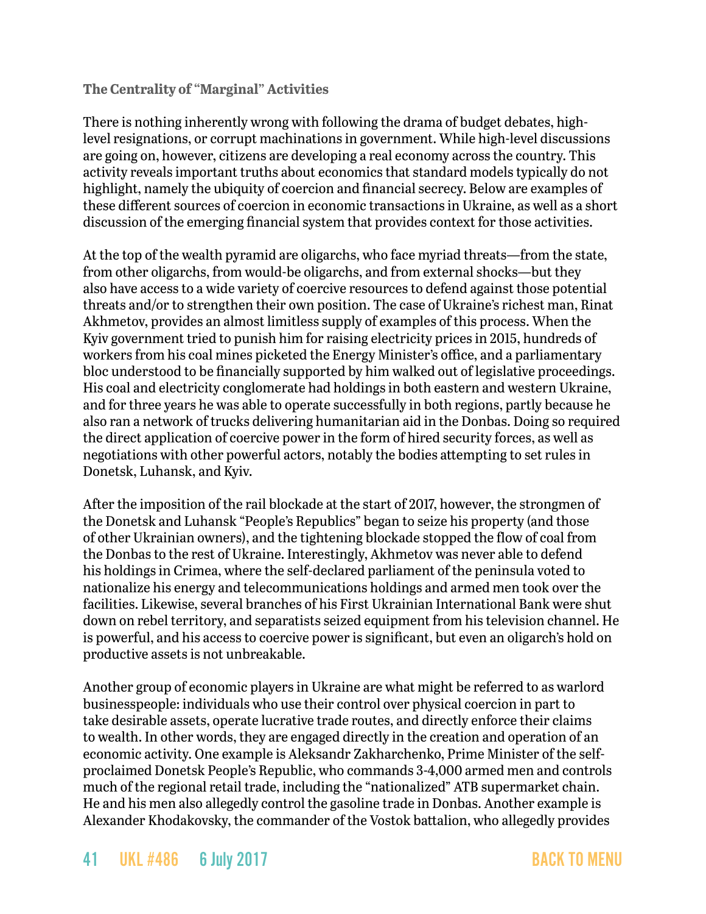### The Centrality of "Marginal" Activities

There is nothing inherently wrong with following the drama of budget debates, high-level resignations, or corrupt machinations in government. While high-level discussions are going on, however, citizens are developing a real economy across the country. This activity reveals important truths about economics that standard models typically do not highlight, namely the ubiquity of coercion and financial secrecy. Below are examples of these different sources of coercion in economic transactions in Ukraine, as well as a short discussion of the emerging financial system that provides context for those activities.

At the top of the wealth pyramid are oligarchs, who face myriad threats—from the state, from other oligarchs, from would-be oligarchs, and from external shocks—but they also have access to a wide variety of coercive resources to defend against those potential threats and/or to strengthen their own position. The case of Ukraine's richest man, Rinat Akhmetov, provides an almost limitless supply of examples of this process. When the Kyiv government tried to punish him for raising electricity prices in 2015, hundreds of workers from his coal mines picketed the Energy Minister's office, and a parliamentary bloc understood to be financially supported by him walked out of legislative proceedings. His coal and electricity conglomerate had holdings in both eastern and western Ukraine, and for three years he was able to operate successfully in both regions, partly because he also ran a network of trucks delivering humanitarian aid in the Donbas. Doing so required the direct application of coercive power in the form of hired security forces, as well as negotiations with other powerful actors, notably the bodies attempting to set rules in Donetsk, Luhansk, and Kyiv.

After the imposition of the rail blockade at the start of 2017, however, the strongmen of the Donetsk and Luhansk "People's Republics" began to seize his property (and those of other Ukrainian owners), and the tightening blockade stopped the flow of coal from the Donbas to the rest of Ukraine. Interestingly, Akhmetov was never able to defend his holdings in Crimea, where the self-declared parliament of the peninsula voted to nationalize his energy and telecommunications holdings and armed men took over the facilities. Likewise, several branches of his First Ukrainian International Bank were shut down on rebel territory, and separatists seized equipment from his television channel. He is powerful, and his access to coercive power is significant, but even an oligarch's hold on productive assets is not unbreakable.

Another group of economic players in Ukraine are what might be referred to as warlord businesspeople: individuals who use their control over physical coercion in part to take desirable assets, operate lucrative trade routes, and directly enforce their claims to wealth. In other words, they are engaged directly in the creation and operation of an economic activity. One example is Aleksandr Zakharchenko, Prime Minister of the self-proclaimed Donetsk People's Republic, who commands 3-4,000 armed men and controls much of the regional retail trade, including the "nationalized" ATB supermarket chain. He and his men also allegedly control the gasoline trade in Donbas. Another example is Alexander Khodakovsky, the commander of the Vostok battalion, who allegedly provides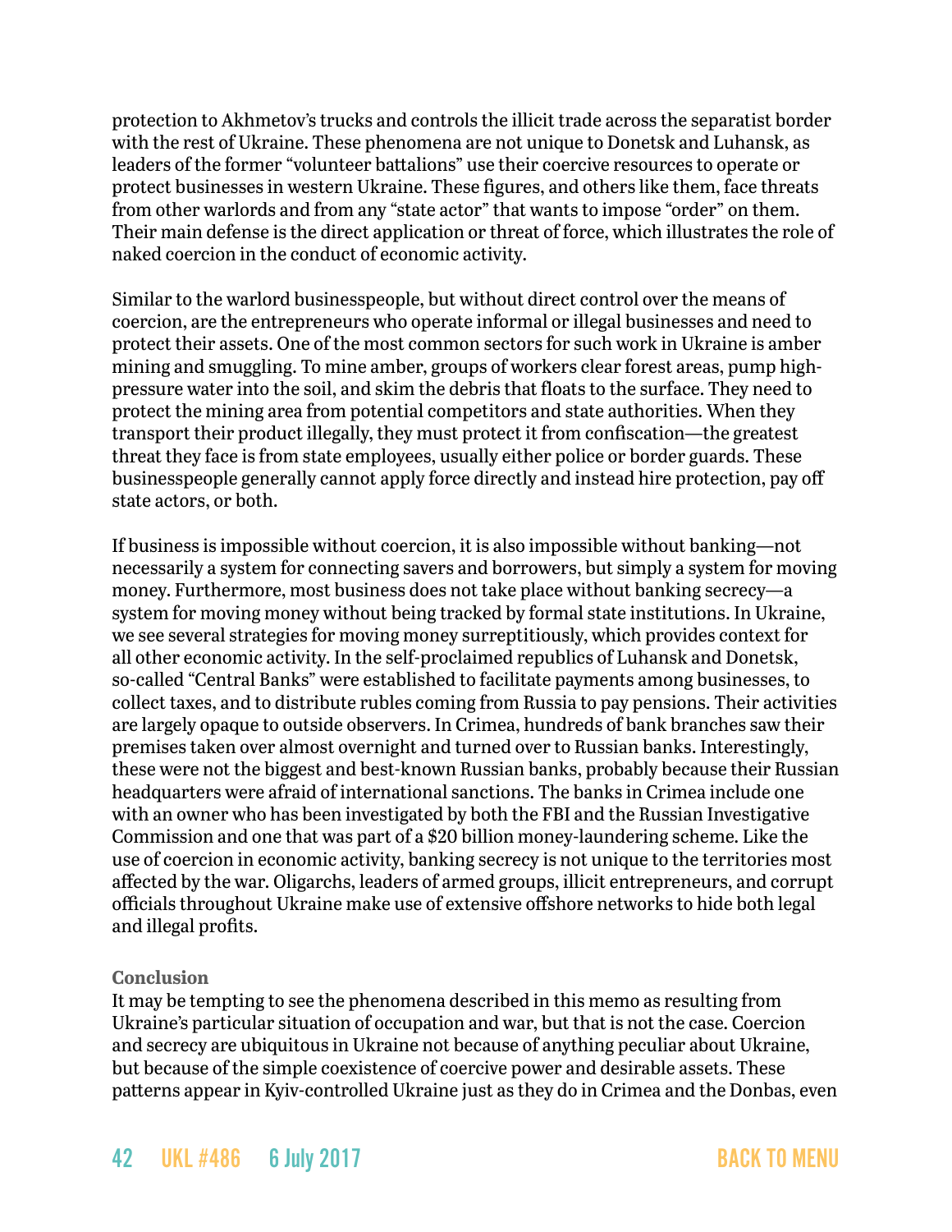protection to Akhmetov's trucks and controls the illicit trade across the separatist border with the rest of Ukraine. These phenomena are not unique to Donetsk and Luhansk, as leaders of the former "volunteer battalions" use their coercive resources to operate or protect businesses in western Ukraine. These figures, and others like them, face threats from other warlords and from any "state actor" that wants to impose "order" on them. Their main defense is the direct application or threat of force, which illustrates the role of naked coercion in the conduct of economic activity.

Similar to the warlord businesspeople, but without direct control over the means of coercion, are the entrepreneurs who operate informal or illegal businesses and need to protect their assets. One of the most common sectors for such work in Ukraine is amber mining and smuggling. To mine amber, groups of workers clear forest areas, pump high-pressure water into the soil, and skim the debris that floats to the surface. They need to protect the mining area from potential competitors and state authorities. When they transport their product illegally, they must protect it from confiscation—the greatest threat they face is from state employees, usually either police or border guards. These businesspeople generally cannot apply force directly and instead hire protection, pay off state actors, or both.

If business is impossible without coercion, it is also impossible without banking—not necessarily a system for connecting savers and borrowers, but simply a system for moving money. Furthermore, most business does not take place without banking secrecy—a system for moving money without being tracked by formal state institutions. In Ukraine, we see several strategies for moving money surreptitiously, which provides context for all other economic activity. In the self-proclaimed republics of Luhansk and Donetsk, so-called "Central Banks" were established to facilitate payments among businesses, to collect taxes, and to distribute rubles coming from Russia to pay pensions. Their activities are largely opaque to outside observers. In Crimea, hundreds of bank branches saw their premises taken over almost overnight and turned over to Russian banks. Interestingly, these were not the biggest and best-known Russian banks, probably because their Russian headquarters were afraid of international sanctions. The banks in Crimea include one with an owner who has been investigated by both the FBI and the Russian Investigative Commission and one that was part of a $20 billion money-laundering scheme. Like the use of coercion in economic activity, banking secrecy is not unique to the territories most affected by the war. Oligarchs, leaders of armed groups, illicit entrepreneurs, and corrupt officials throughout Ukraine make use of extensive offshore networks to hide both legal and illegal profits.

### Conclusion

It may be tempting to see the phenomena described in this memo as resulting from Ukraine's particular situation of occupation and war, but that is not the case. Coercion and secrecy are ubiquitous in Ukraine not because of anything peculiar about Ukraine, but because of the simple coexistence of coercive power and desirable assets. These patterns appear in Kyiv-controlled Ukraine just as they do in Crimea and the Donbas, even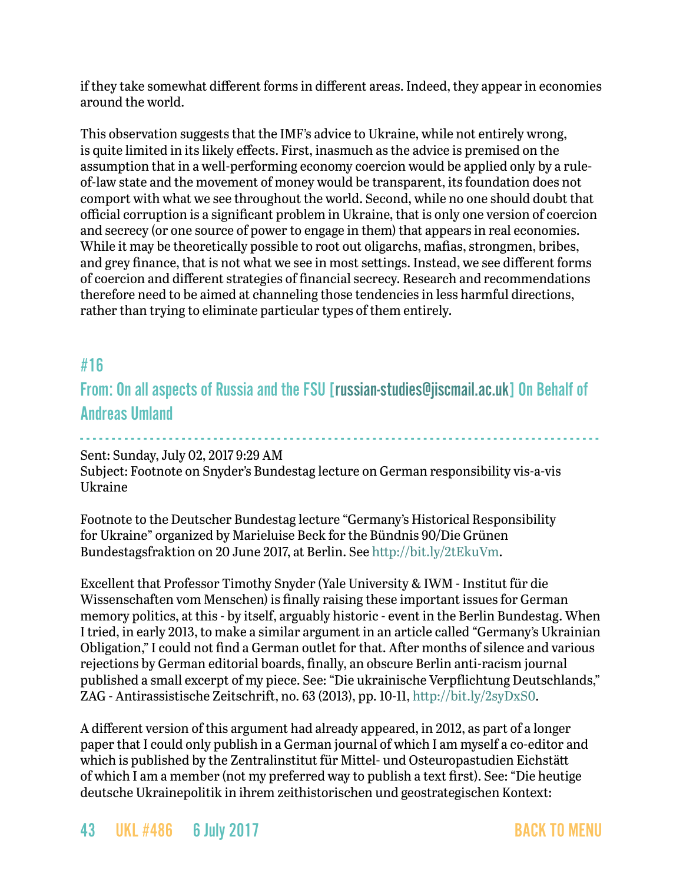if they take somewhat different forms in different areas. Indeed, they appear in economies around the world.

This observation suggests that the IMF's advice to Ukraine, while not entirely wrong, is quite limited in its likely effects. First, inasmuch as the advice is premised on the assumption that in a well-performing economy coercion would be applied only by a rule-of-law state and the movement of money would be transparent, its foundation does not comport with what we see throughout the world. Second, while no one should doubt that official corruption is a significant problem in Ukraine, that is only one version of coercion and secrecy (or one source of power to engage in them) that appears in real economies. While it may be theoretically possible to root out oligarchs, mafias, strongmen, bribes, and grey finance, that is not what we see in most settings. Instead, we see different forms of coercion and different strategies of financial secrecy. Research and recommendations therefore need to be aimed at channeling those tendencies in less harmful directions, rather than trying to eliminate particular types of them entirely.

## #16

## From: On all aspects of Russia and the FSU [russian-studies@jiscmail.ac.uk] On Behalf of Andreas Umland

Sent: Sunday, July 02, 2017 9:29 AM
Subject: Footnote on Snyder's Bundestag lecture on German responsibility vis-a-vis Ukraine

Footnote to the Deutscher Bundestag lecture "Germany's Historical Responsibility for Ukraine" organized by Marieluise Beck for the Bündnis 90/Die Grünen Bundestagsfraktion on 20 June 2017, at Berlin. See http://bit.ly/2tEkuVm.

Excellent that Professor Timothy Snyder (Yale University & IWM - Institut für die Wissenschaften vom Menschen) is finally raising these important issues for German memory politics, at this - by itself, arguably historic - event in the Berlin Bundestag. When I tried, in early 2013, to make a similar argument in an article called "Germany's Ukrainian Obligation," I could not find a German outlet for that. After months of silence and various rejections by German editorial boards, finally, an obscure Berlin anti-racism journal published a small excerpt of my piece. See: "Die ukrainische Verpflichtung Deutschlands," ZAG - Antirassistische Zeitschrift, no. 63 (2013), pp. 10-11, http://bit.ly/2syDxS0.

A different version of this argument had already appeared, in 2012, as part of a longer paper that I could only publish in a German journal of which I am myself a co-editor and which is published by the Zentralinstitut für Mittel- und Osteuropastudien Eichstätt of which I am a member (not my preferred way to publish a text first). See: "Die heutige deutsche Ukrainepolitik in ihrem zeithistorischen und geostrategischen Kontext: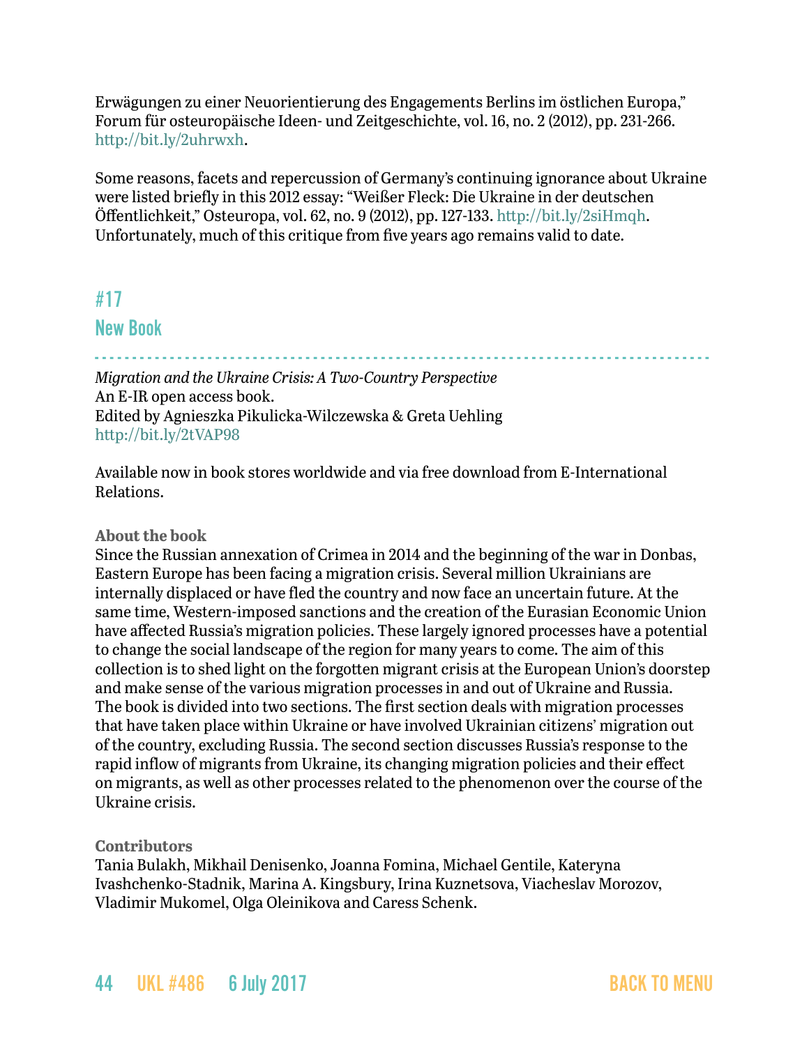Erwägungen zu einer Neuorientierung des Engagements Berlins im östlichen Europa," Forum für osteuropäische Ideen- und Zeitgeschichte, vol. 16, no. 2 (2012), pp. 231-266. http://bit.ly/2uhrwxh.

Some reasons, facets and repercussion of Germany's continuing ignorance about Ukraine were listed briefly in this 2012 essay: "Weißer Fleck: Die Ukraine in der deutschen Öffentlichkeit," Osteuropa, vol. 62, no. 9 (2012), pp. 127-133. http://bit.ly/2siHmqh. Unfortunately, much of this critique from five years ago remains valid to date.

## #17

## New Book

*Migration and the Ukraine Crisis: A Two-Country Perspective*
An E-IR open access book.
Edited by Agnieszka Pikulicka-Wilczewska & Greta Uehling
http://bit.ly/2tVAP98

Available now in book stores worldwide and via free download from E-International Relations.

**About the book**
Since the Russian annexation of Crimea in 2014 and the beginning of the war in Donbas, Eastern Europe has been facing a migration crisis. Several million Ukrainians are internally displaced or have fled the country and now face an uncertain future. At the same time, Western-imposed sanctions and the creation of the Eurasian Economic Union have affected Russia's migration policies. These largely ignored processes have a potential to change the social landscape of the region for many years to come. The aim of this collection is to shed light on the forgotten migrant crisis at the European Union's doorstep and make sense of the various migration processes in and out of Ukraine and Russia. The book is divided into two sections. The first section deals with migration processes that have taken place within Ukraine or have involved Ukrainian citizens' migration out of the country, excluding Russia. The second section discusses Russia's response to the rapid inflow of migrants from Ukraine, its changing migration policies and their effect on migrants, as well as other processes related to the phenomenon over the course of the Ukraine crisis.

**Contributors**
Tania Bulakh, Mikhail Denisenko, Joanna Fomina, Michael Gentile, Kateryna Ivashchenko-Stadnik, Marina A. Kingsbury, Irina Kuznetsova, Viacheslav Morozov, Vladimir Mukomel, Olga Oleinikova and Caress Schenk.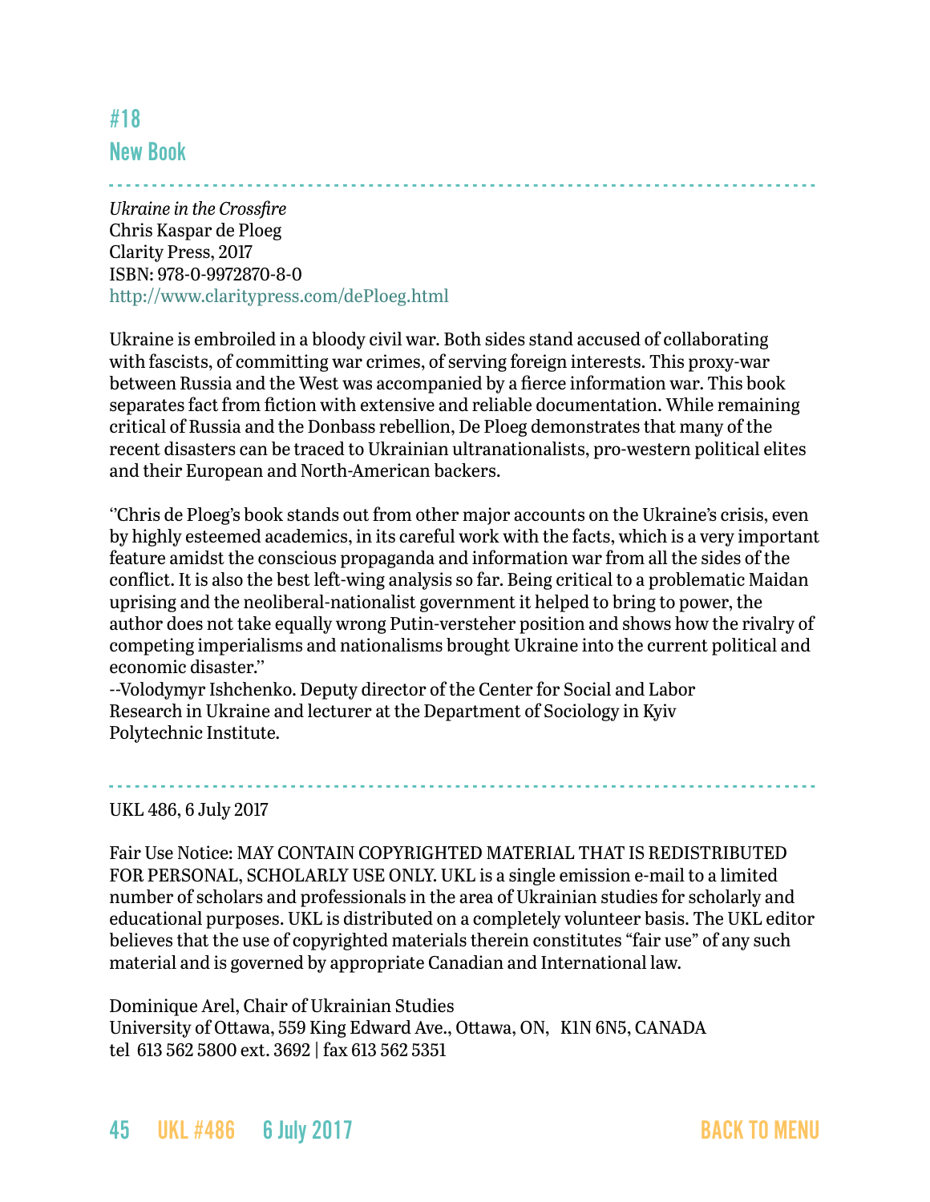## #18
## New Book

---

*Ukraine in the Crossfire*
Chris Kaspar de Ploeg
Clarity Press, 2017
ISBN: 978-0-9972870-8-0
http://www.claritypress.com/dePloeg.html

Ukraine is embroiled in a bloody civil war. Both sides stand accused of collaborating with fascists, of committing war crimes, of serving foreign interests. This proxy-war between Russia and the West was accompanied by a fierce information war. This book separates fact from fiction with extensive and reliable documentation. While remaining critical of Russia and the Donbass rebellion, De Ploeg demonstrates that many of the recent disasters can be traced to Ukrainian ultranationalists, pro-western political elites and their European and North-American backers.

''Chris de Ploeg's book stands out from other major accounts on the Ukraine's crisis, even by highly esteemed academics, in its careful work with the facts, which is a very important feature amidst the conscious propaganda and information war from all the sides of the conflict. It is also the best left-wing analysis so far. Being critical to a problematic Maidan uprising and the neoliberal-nationalist government it helped to bring to power, the author does not take equally wrong Putin-versteher position and shows how the rivalry of competing imperialisms and nationalisms brought Ukraine into the current political and economic disaster.''
--Volodymyr Ishchenko. Deputy director of the Center for Social and Labor Research in Ukraine and lecturer at the Department of Sociology in Kyiv Polytechnic Institute.

---

UKL 486, 6 July 2017

Fair Use Notice: MAY CONTAIN COPYRIGHTED MATERIAL THAT IS REDISTRIBUTED FOR PERSONAL, SCHOLARLY USE ONLY. UKL is a single emission e-mail to a limited number of scholars and professionals in the area of Ukrainian studies for scholarly and educational purposes. UKL is distributed on a completely volunteer basis. The UKL editor believes that the use of copyrighted materials therein constitutes "fair use" of any such material and is governed by appropriate Canadian and International law.

Dominique Arel, Chair of Ukrainian Studies
University of Ottawa, 559 King Edward Ave., Ottawa, ON, K1N 6N5, CANADA
tel 613 562 5800 ext. 3692 | fax 613 562 5351